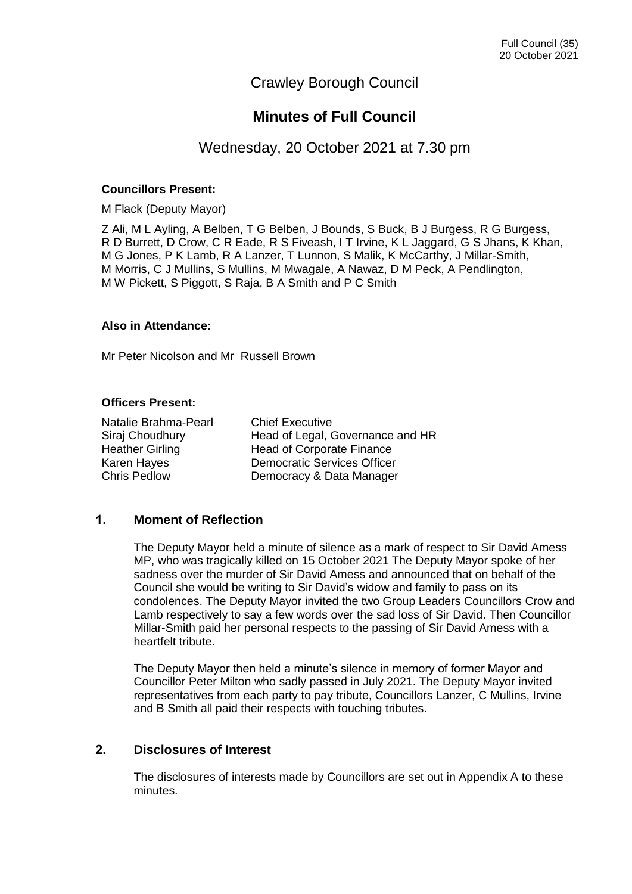# Crawley Borough Council

## Minutes of Full Council

### Wednesday, 20 October 2021 at 7.30 pm

**Councillors Present:**

M Flack (Deputy Mayor)

Z Ali, M L Ayling, A Belben, T G Belben, J Bounds, S Buck, B J Burgess, R G Burgess, R D Burrett, D Crow, C R Eade, R S Fiveash, I T Irvine, K L Jaggard, G S Jhans, K Khan, M G Jones, P K Lamb, R A Lanzer, T Lunnon, S Malik, K McCarthy, J Millar-Smith, M Morris, C J Mullins, S Mullins, M Mwagale, A Nawaz, D M Peck, A Pendlington, M W Pickett, S Piggott, S Raja, B A Smith and P C Smith

**Also in Attendance:**

Mr Peter Nicolson and Mr Russell Brown

**Officers Present:**

| | |
|---|---|
| Natalie Brahma-Pearl | Chief Executive |
| Siraj Choudhury | Head of Legal, Governance and HR |
| Heather Girling | Head of Corporate Finance |
| Karen Hayes | Democratic Services Officer |
| Chris Pedlow | Democracy & Data Manager |

## 1. Moment of Reflection

The Deputy Mayor held a minute of silence as a mark of respect to Sir David Amess MP, who was tragically killed on 15 October 2021 The Deputy Mayor spoke of her sadness over the murder of Sir David Amess and announced that on behalf of the Council she would be writing to Sir David's widow and family to pass on its condolences. The Deputy Mayor invited the two Group Leaders Councillors Crow and Lamb respectively to say a few words over the sad loss of Sir David. Then Councillor Millar-Smith paid her personal respects to the passing of Sir David Amess with a heartfelt tribute.

The Deputy Mayor then held a minute's silence in memory of former Mayor and Councillor Peter Milton who sadly passed in July 2021. The Deputy Mayor invited representatives from each party to pay tribute, Councillors Lanzer, C Mullins, Irvine and B Smith all paid their respects with touching tributes.

## 2. Disclosures of Interest

The disclosures of interests made by Councillors are set out in Appendix A to these minutes.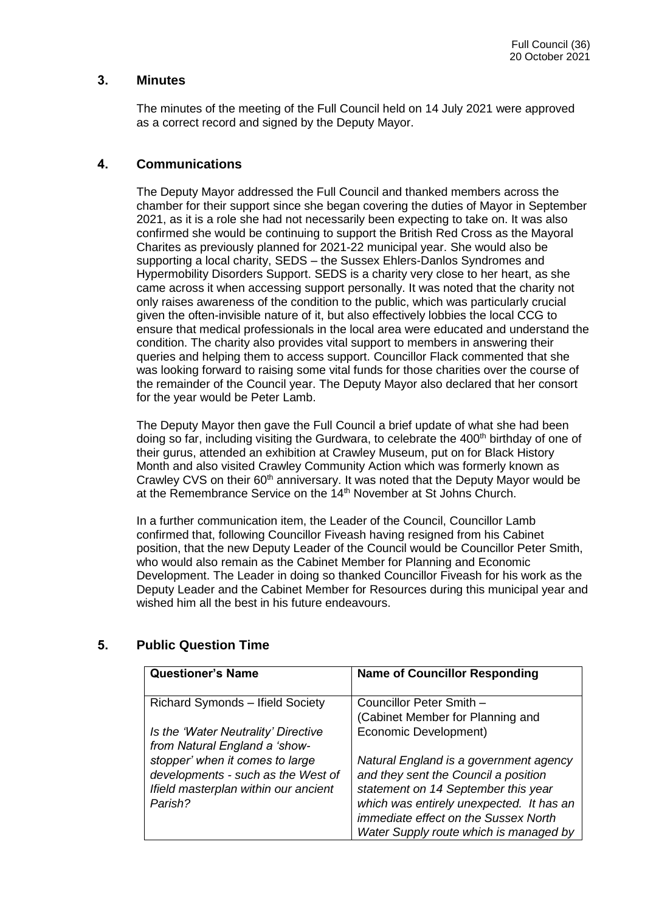## 3. Minutes

The minutes of the meeting of the Full Council held on 14 July 2021 were approved as a correct record and signed by the Deputy Mayor.

## 4. Communications

The Deputy Mayor addressed the Full Council and thanked members across the chamber for their support since she began covering the duties of Mayor in September 2021, as it is a role she had not necessarily been expecting to take on. It was also confirmed she would be continuing to support the British Red Cross as the Mayoral Charites as previously planned for 2021-22 municipal year. She would also be supporting a local charity, SEDS – the Sussex Ehlers-Danlos Syndromes and Hypermobility Disorders Support. SEDS is a charity very close to her heart, as she came across it when accessing support personally. It was noted that the charity not only raises awareness of the condition to the public, which was particularly crucial given the often-invisible nature of it, but also effectively lobbies the local CCG to ensure that medical professionals in the local area were educated and understand the condition. The charity also provides vital support to members in answering their queries and helping them to access support. Councillor Flack commented that she was looking forward to raising some vital funds for those charities over the course of the remainder of the Council year. The Deputy Mayor also declared that her consort for the year would be Peter Lamb.

The Deputy Mayor then gave the Full Council a brief update of what she had been doing so far, including visiting the Gurdwara, to celebrate the 400th birthday of one of their gurus, attended an exhibition at Crawley Museum, put on for Black History Month and also visited Crawley Community Action which was formerly known as Crawley CVS on their 60th anniversary. It was noted that the Deputy Mayor would be at the Remembrance Service on the 14th November at St Johns Church.

In a further communication item, the Leader of the Council, Councillor Lamb confirmed that, following Councillor Fiveash having resigned from his Cabinet position, that the new Deputy Leader of the Council would be Councillor Peter Smith, who would also remain as the Cabinet Member for Planning and Economic Development. The Leader in doing so thanked Councillor Fiveash for his work as the Deputy Leader and the Cabinet Member for Resources during this municipal year and wished him all the best in his future endeavours.

## 5. Public Question Time

| Questioner's Name | Name of Councillor Responding |
| --- | --- |
| Richard Symonds – Ifield Society<br><br>*Is the 'Water Neutrality' Directive from Natural England a 'show-stopper' when it comes to large developments - such as the West of Ifield masterplan within our ancient Parish?* | Councillor Peter Smith –<br>(Cabinet Member for Planning and Economic Development)<br><br>*Natural England is a government agency and they sent the Council a position statement on 14 September this year which was entirely unexpected. It has an immediate effect on the Sussex North Water Supply route which is managed by* |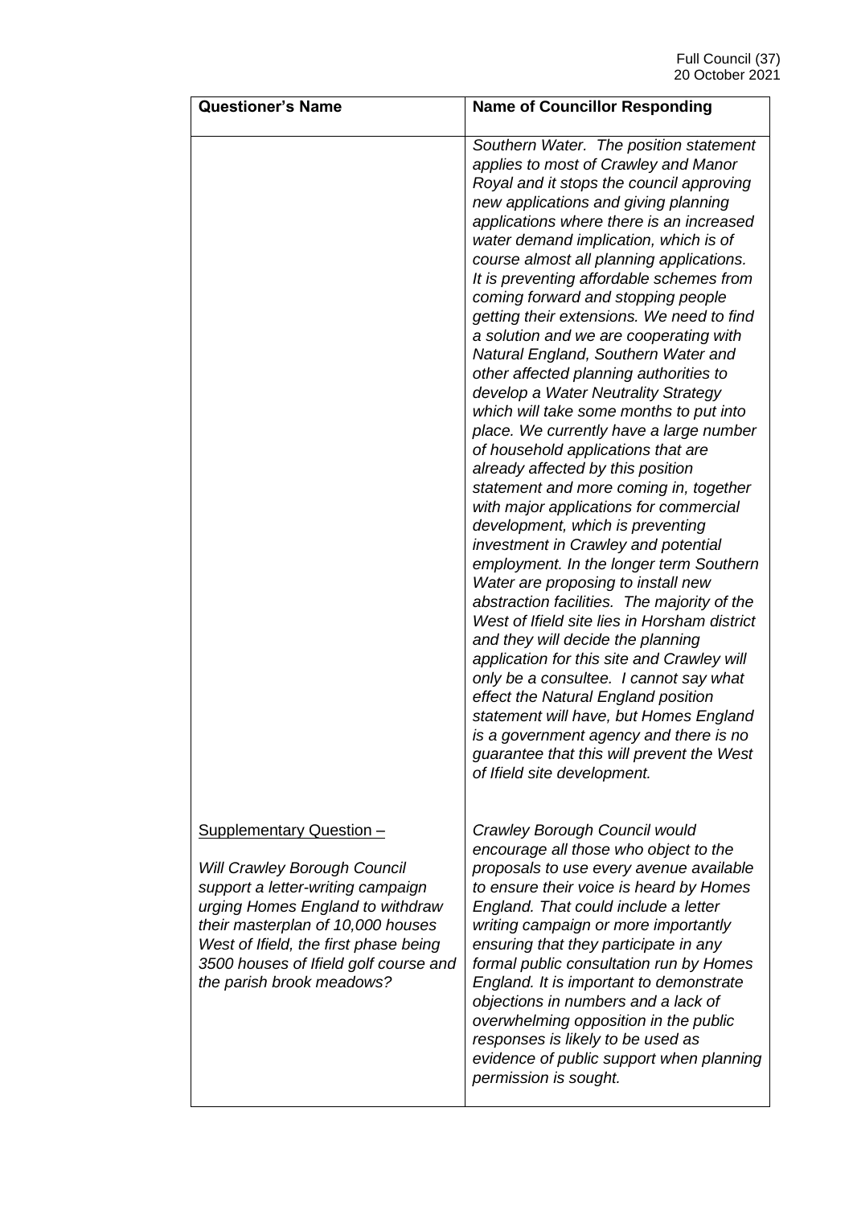| Questioner's Name | Name of Councillor Responding |
|---|---|
| | *Southern Water. The position statement applies to most of Crawley and Manor Royal and it stops the council approving new applications and giving planning applications where there is an increased water demand implication, which is of course almost all planning applications. It is preventing affordable schemes from coming forward and stopping people getting their extensions. We need to find a solution and we are cooperating with Natural England, Southern Water and other affected planning authorities to develop a Water Neutrality Strategy which will take some months to put into place. We currently have a large number of household applications that are already affected by this position statement and more coming in, together with major applications for commercial development, which is preventing investment in Crawley and potential employment. In the longer term Southern Water are proposing to install new abstraction facilities. The majority of the West of Ifield site lies in Horsham district and they will decide the planning application for this site and Crawley will only be a consultee. I cannot say what effect the Natural England position statement will have, but Homes England is a government agency and there is no guarantee that this will prevent the West of Ifield site development.* |
| Supplementary Question – *Will Crawley Borough Council support a letter-writing campaign urging Homes England to withdraw their masterplan of 10,000 houses West of Ifield, the first phase being 3500 houses of Ifield golf course and the parish brook meadows?* | *Crawley Borough Council would encourage all those who object to the proposals to use every avenue available to ensure their voice is heard by Homes England. That could include a letter writing campaign or more importantly ensuring that they participate in any formal public consultation run by Homes England. It is important to demonstrate objections in numbers and a lack of overwhelming opposition in the public responses is likely to be used as evidence of public support when planning permission is sought.* |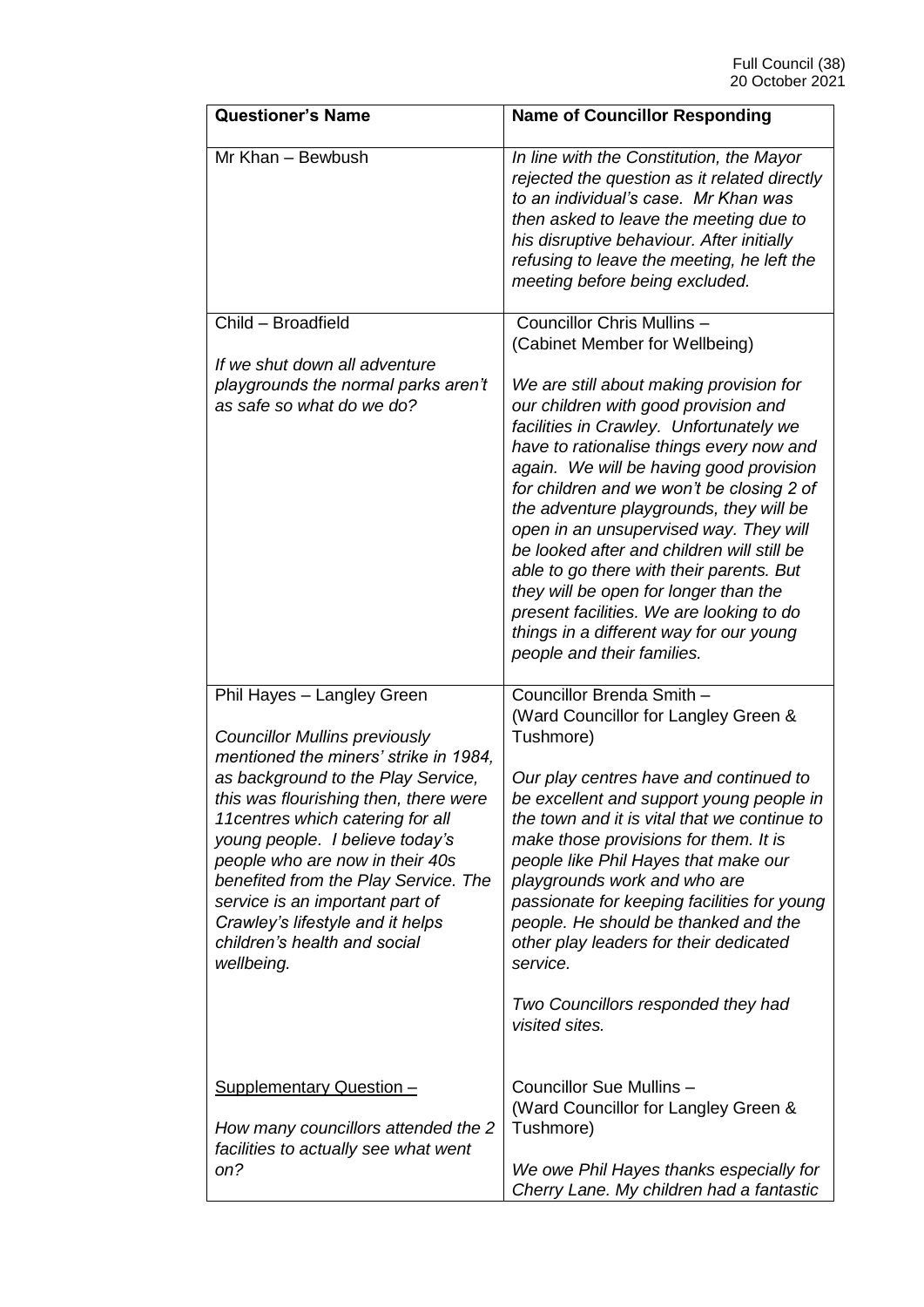| **Questioner's Name** | **Name of Councillor Responding** |
| --- | --- |
| Mr Khan – Bewbush | *In line with the Constitution, the Mayor rejected the question as it related directly to an individual's case. Mr Khan was then asked to leave the meeting due to his disruptive behaviour. After initially refusing to leave the meeting, he left the meeting before being excluded.* |
| Child – Broadfield<br><br>*If we shut down all adventure playgrounds the normal parks aren't as safe so what do we do?* | Councillor Chris Mullins – (Cabinet Member for Wellbeing)<br><br>*We are still about making provision for our children with good provision and facilities in Crawley. Unfortunately we have to rationalise things every now and again. We will be having good provision for children and we won't be closing 2 of the adventure playgrounds, they will be open in an unsupervised way. They will be looked after and children will still be able to go there with their parents. But they will be open for longer than the present facilities. We are looking to do things in a different way for our young people and their families.* |
| Phil Hayes – Langley Green<br><br>*Councillor Mullins previously mentioned the miners' strike in 1984, as background to the Play Service, this was flourishing then, there were 11centres which catering for all young people. I believe today's people who are now in their 40s benefited from the Play Service. The service is an important part of Crawley's lifestyle and it helps children's health and social wellbeing.*<br><br>Supplementary Question –<br><br>*How many councillors attended the 2 facilities to actually see what went on?* | Councillor Brenda Smith – (Ward Councillor for Langley Green & Tushmore)<br><br>*Our play centres have and continued to be excellent and support young people in the town and it is vital that we continue to make those provisions for them. It is people like Phil Hayes that make our playgrounds work and who are passionate for keeping facilities for young people. He should be thanked and the other play leaders for their dedicated service.*<br><br>*Two Councillors responded they had visited sites.*<br><br>Councillor Sue Mullins – (Ward Councillor for Langley Green & Tushmore)<br><br>*We owe Phil Hayes thanks especially for Cherry Lane. My children had a fantastic* |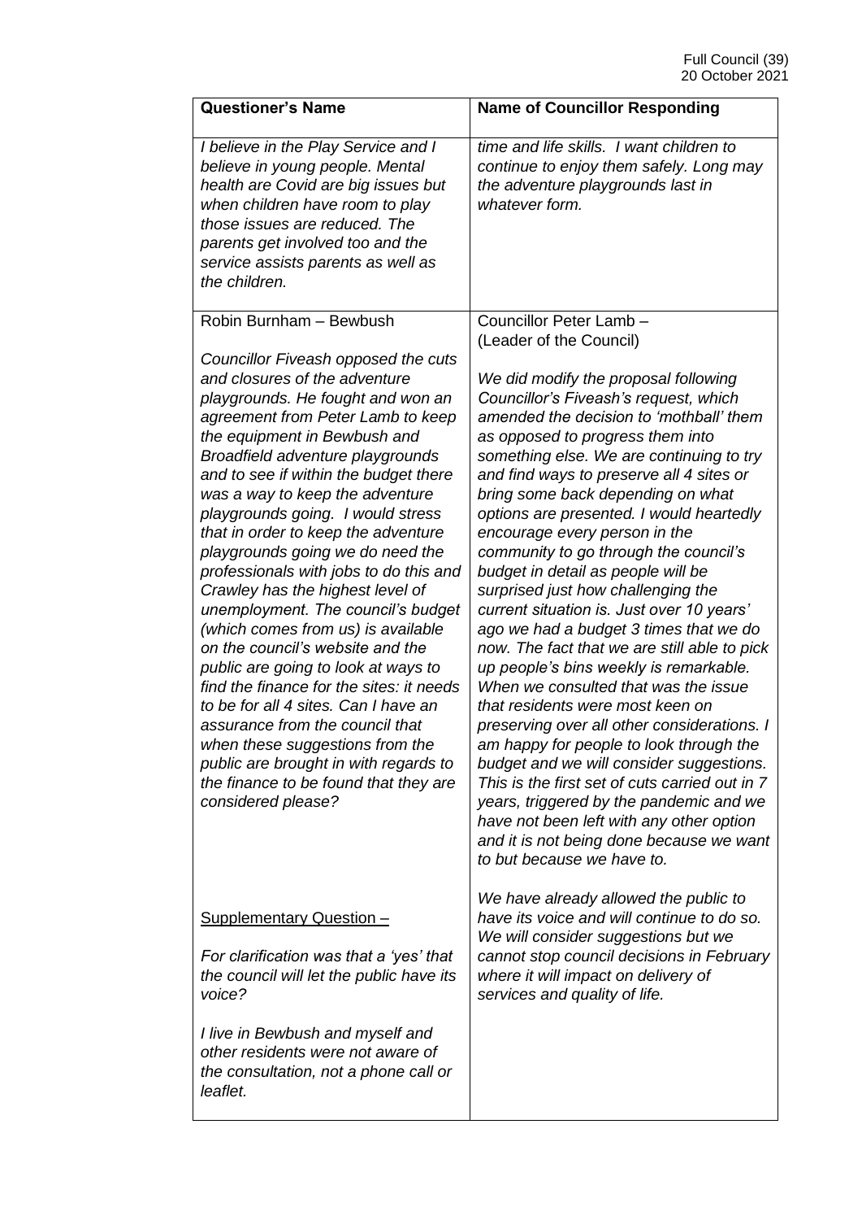| Questioner's Name | Name of Councillor Responding |
| --- | --- |
| *I believe in the Play Service and I believe in young people. Mental health are Covid are big issues but when children have room to play those issues are reduced. The parents get involved too and the service assists parents as well as the children.* | *time and life skills. I want children to continue to enjoy them safely. Long may the adventure playgrounds last in whatever form.* |
| Robin Burnham – Bewbush<br><br>*Councillor Fiveash opposed the cuts and closures of the adventure playgrounds. He fought and won an agreement from Peter Lamb to keep the equipment in Bewbush and Broadfield adventure playgrounds and to see if within the budget there was a way to keep the adventure playgrounds going. I would stress that in order to keep the adventure playgrounds going we do need the professionals with jobs to do this and Crawley has the highest level of unemployment. The council's budget (which comes from us) is available on the council's website and the public are going to look at ways to find the finance for the sites: it needs to be for all 4 sites. Can I have an assurance from the council that when these suggestions from the public are brought in with regards to the finance to be found that they are considered please?*<br><br><u>Supplementary Question –</u><br><br>*For clarification was that a 'yes' that the council will let the public have its voice?*<br><br>*I live in Bewbush and myself and other residents were not aware of the consultation, not a phone call or leaflet.* | Councillor Peter Lamb – (Leader of the Council)<br><br>*We did modify the proposal following Councillor's Fiveash's request, which amended the decision to 'mothball' them as opposed to progress them into something else. We are continuing to try and find ways to preserve all 4 sites or bring some back depending on what options are presented. I would heartedly encourage every person in the community to go through the council's budget in detail as people will be surprised just how challenging the current situation is. Just over 10 years' ago we had a budget 3 times that we do now. The fact that we are still able to pick up people's bins weekly is remarkable. When we consulted that was the issue that residents were most keen on preserving over all other considerations. I am happy for people to look through the budget and we will consider suggestions. This is the first set of cuts carried out in 7 years, triggered by the pandemic and we have not been left with any other option and it is not being done because we want to but because we have to.*<br><br>*We have already allowed the public to have its voice and will continue to do so. We will consider suggestions but we cannot stop council decisions in February where it will impact on delivery of services and quality of life.* |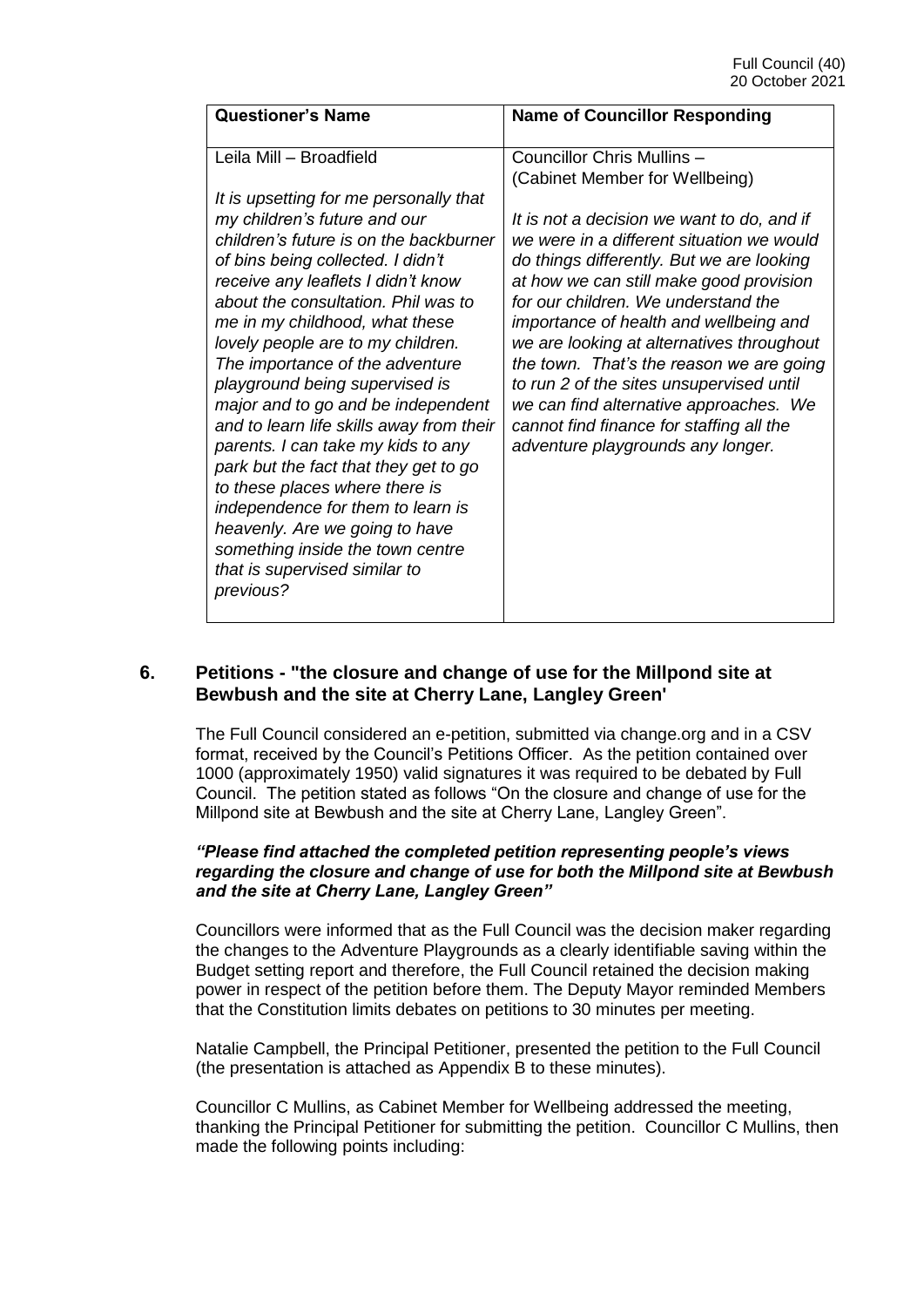| Questioner's Name | Name of Councillor Responding |
| --- | --- |
| Leila Mill – Broadfield<br><br>*It is upsetting for me personally that my children's future and our children's future is on the backburner of bins being collected. I didn't receive any leaflets I didn't know about the consultation. Phil was to me in my childhood, what these lovely people are to my children. The importance of the adventure playground being supervised is major and to go and be independent and to learn life skills away from their parents. I can take my kids to any park but the fact that they get to go to these places where there is independence for them to learn is heavenly. Are we going to have something inside the town centre that is supervised similar to previous?* | Councillor Chris Mullins – (Cabinet Member for Wellbeing)<br><br>*It is not a decision we want to do, and if we were in a different situation we would do things differently. But we are looking at how we can still make good provision for our children. We understand the importance of health and wellbeing and we are looking at alternatives throughout the town. That's the reason we are going to run 2 of the sites unsupervised until we can find alternative approaches. We cannot find finance for staffing all the adventure playgrounds any longer.* |

## 6. Petitions - "the closure and change of use for the Millpond site at Bewbush and the site at Cherry Lane, Langley Green'

The Full Council considered an e-petition, submitted via change.org and in a CSV format, received by the Council's Petitions Officer. As the petition contained over 1000 (approximately 1950) valid signatures it was required to be debated by Full Council. The petition stated as follows "On the closure and change of use for the Millpond site at Bewbush and the site at Cherry Lane, Langley Green".

***"Please find attached the completed petition representing people's views regarding the closure and change of use for both the Millpond site at Bewbush and the site at Cherry Lane, Langley Green"***

Councillors were informed that as the Full Council was the decision maker regarding the changes to the Adventure Playgrounds as a clearly identifiable saving within the Budget setting report and therefore, the Full Council retained the decision making power in respect of the petition before them. The Deputy Mayor reminded Members that the Constitution limits debates on petitions to 30 minutes per meeting.

Natalie Campbell, the Principal Petitioner, presented the petition to the Full Council (the presentation is attached as Appendix B to these minutes).

Councillor C Mullins, as Cabinet Member for Wellbeing addressed the meeting, thanking the Principal Petitioner for submitting the petition. Councillor C Mullins, then made the following points including: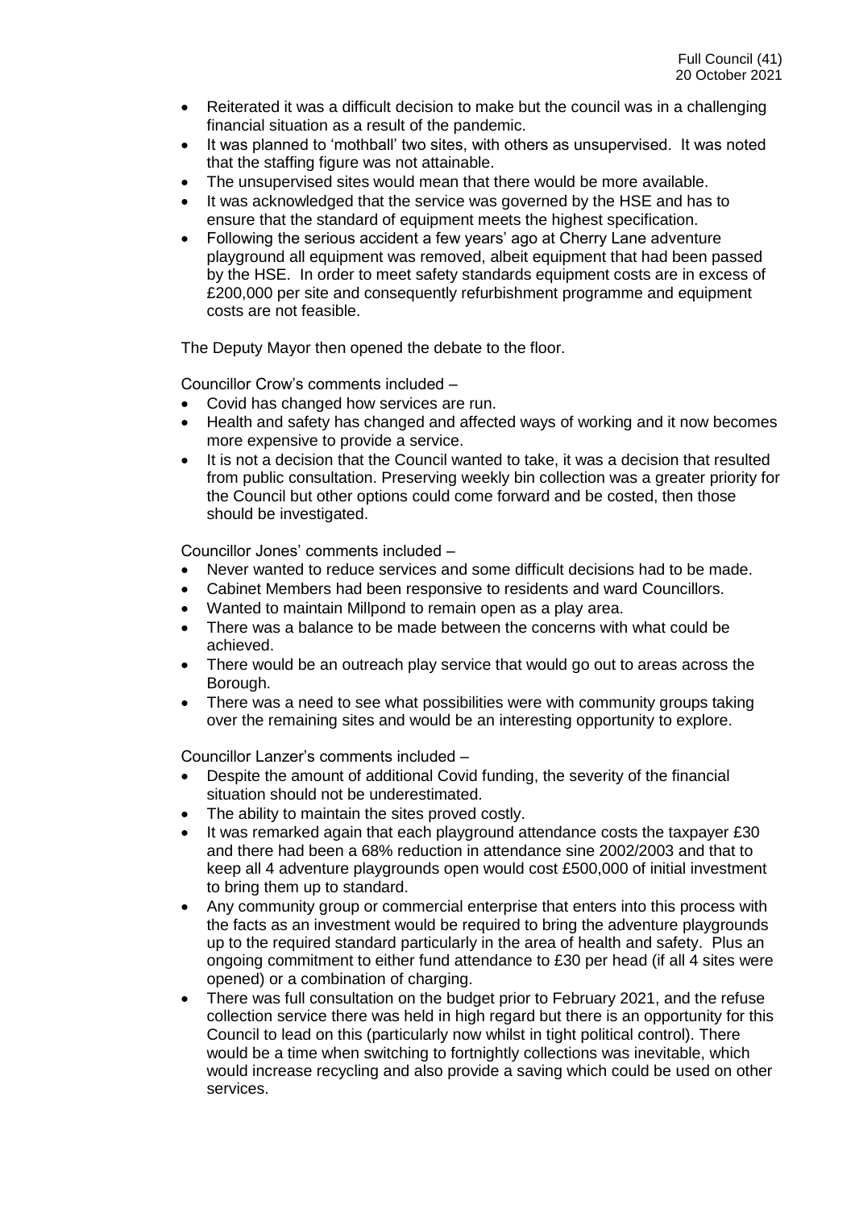- Reiterated it was a difficult decision to make but the council was in a challenging financial situation as a result of the pandemic.
- It was planned to 'mothball' two sites, with others as unsupervised. It was noted that the staffing figure was not attainable.
- The unsupervised sites would mean that there would be more available.
- It was acknowledged that the service was governed by the HSE and has to ensure that the standard of equipment meets the highest specification.
- Following the serious accident a few years' ago at Cherry Lane adventure playground all equipment was removed, albeit equipment that had been passed by the HSE. In order to meet safety standards equipment costs are in excess of £200,000 per site and consequently refurbishment programme and equipment costs are not feasible.

The Deputy Mayor then opened the debate to the floor.

Councillor Crow's comments included –

- Covid has changed how services are run.
- Health and safety has changed and affected ways of working and it now becomes more expensive to provide a service.
- It is not a decision that the Council wanted to take, it was a decision that resulted from public consultation. Preserving weekly bin collection was a greater priority for the Council but other options could come forward and be costed, then those should be investigated.

Councillor Jones' comments included –

- Never wanted to reduce services and some difficult decisions had to be made.
- Cabinet Members had been responsive to residents and ward Councillors.
- Wanted to maintain Millpond to remain open as a play area.
- There was a balance to be made between the concerns with what could be achieved.
- There would be an outreach play service that would go out to areas across the Borough.
- There was a need to see what possibilities were with community groups taking over the remaining sites and would be an interesting opportunity to explore.

Councillor Lanzer's comments included –

- Despite the amount of additional Covid funding, the severity of the financial situation should not be underestimated.
- The ability to maintain the sites proved costly.
- It was remarked again that each playground attendance costs the taxpayer £30 and there had been a 68% reduction in attendance sine 2002/2003 and that to keep all 4 adventure playgrounds open would cost £500,000 of initial investment to bring them up to standard.
- Any community group or commercial enterprise that enters into this process with the facts as an investment would be required to bring the adventure playgrounds up to the required standard particularly in the area of health and safety. Plus an ongoing commitment to either fund attendance to £30 per head (if all 4 sites were opened) or a combination of charging.
- There was full consultation on the budget prior to February 2021, and the refuse collection service there was held in high regard but there is an opportunity for this Council to lead on this (particularly now whilst in tight political control). There would be a time when switching to fortnightly collections was inevitable, which would increase recycling and also provide a saving which could be used on other services.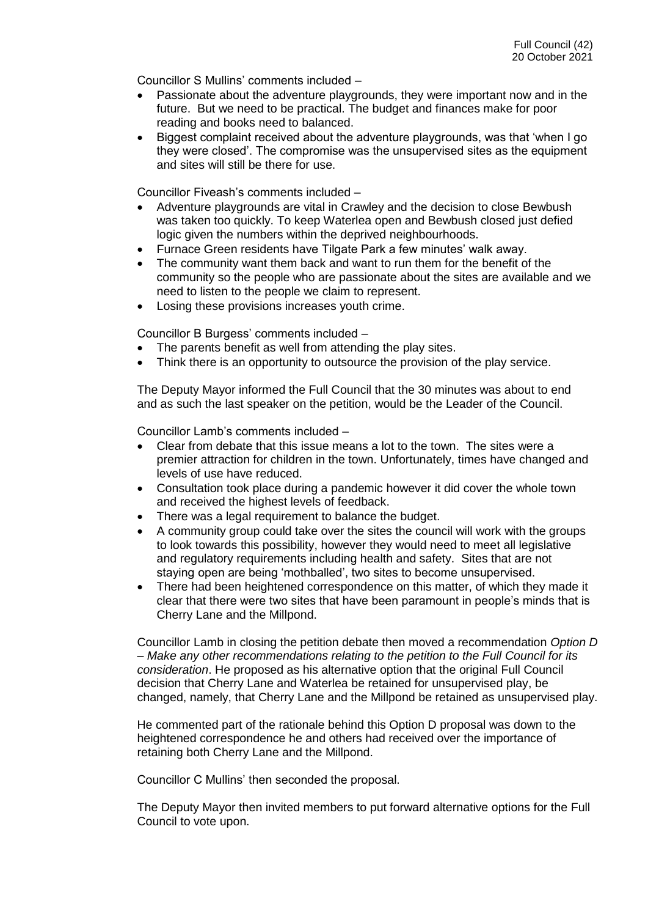Councillor S Mullins' comments included –

- Passionate about the adventure playgrounds, they were important now and in the future. But we need to be practical. The budget and finances make for poor reading and books need to balanced.
- Biggest complaint received about the adventure playgrounds, was that 'when I go they were closed'. The compromise was the unsupervised sites as the equipment and sites will still be there for use.

Councillor Fiveash's comments included –

- Adventure playgrounds are vital in Crawley and the decision to close Bewbush was taken too quickly. To keep Waterlea open and Bewbush closed just defied logic given the numbers within the deprived neighbourhoods.
- Furnace Green residents have Tilgate Park a few minutes' walk away.
- The community want them back and want to run them for the benefit of the community so the people who are passionate about the sites are available and we need to listen to the people we claim to represent.
- Losing these provisions increases youth crime.

Councillor B Burgess' comments included –

- The parents benefit as well from attending the play sites.
- Think there is an opportunity to outsource the provision of the play service.

The Deputy Mayor informed the Full Council that the 30 minutes was about to end and as such the last speaker on the petition, would be the Leader of the Council.

Councillor Lamb's comments included –

- Clear from debate that this issue means a lot to the town. The sites were a premier attraction for children in the town. Unfortunately, times have changed and levels of use have reduced.
- Consultation took place during a pandemic however it did cover the whole town and received the highest levels of feedback.
- There was a legal requirement to balance the budget.
- A community group could take over the sites the council will work with the groups to look towards this possibility, however they would need to meet all legislative and regulatory requirements including health and safety. Sites that are not staying open are being 'mothballed', two sites to become unsupervised.
- There had been heightened correspondence on this matter, of which they made it clear that there were two sites that have been paramount in people's minds that is Cherry Lane and the Millpond.

Councillor Lamb in closing the petition debate then moved a recommendation *Option D – Make any other recommendations relating to the petition to the Full Council for its consideration*. He proposed as his alternative option that the original Full Council decision that Cherry Lane and Waterlea be retained for unsupervised play, be changed, namely, that Cherry Lane and the Millpond be retained as unsupervised play.

He commented part of the rationale behind this Option D proposal was down to the heightened correspondence he and others had received over the importance of retaining both Cherry Lane and the Millpond.

Councillor C Mullins' then seconded the proposal.

The Deputy Mayor then invited members to put forward alternative options for the Full Council to vote upon.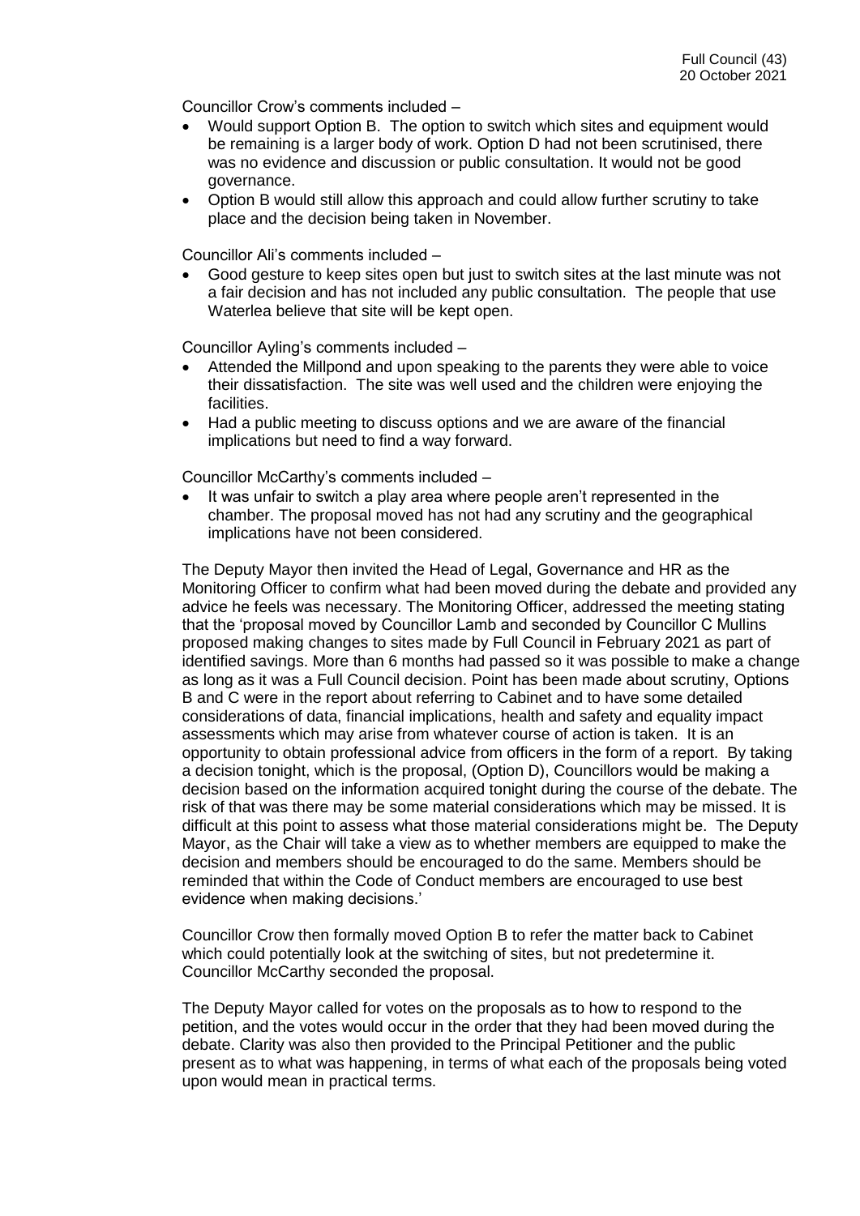Councillor Crow's comments included –

- Would support Option B. The option to switch which sites and equipment would be remaining is a larger body of work. Option D had not been scrutinised, there was no evidence and discussion or public consultation. It would not be good governance.
- Option B would still allow this approach and could allow further scrutiny to take place and the decision being taken in November.

Councillor Ali's comments included –

- Good gesture to keep sites open but just to switch sites at the last minute was not a fair decision and has not included any public consultation. The people that use Waterlea believe that site will be kept open.

Councillor Ayling's comments included –

- Attended the Millpond and upon speaking to the parents they were able to voice their dissatisfaction. The site was well used and the children were enjoying the facilities.
- Had a public meeting to discuss options and we are aware of the financial implications but need to find a way forward.

Councillor McCarthy's comments included –

- It was unfair to switch a play area where people aren't represented in the chamber. The proposal moved has not had any scrutiny and the geographical implications have not been considered.

The Deputy Mayor then invited the Head of Legal, Governance and HR as the Monitoring Officer to confirm what had been moved during the debate and provided any advice he feels was necessary. The Monitoring Officer, addressed the meeting stating that the 'proposal moved by Councillor Lamb and seconded by Councillor C Mullins proposed making changes to sites made by Full Council in February 2021 as part of identified savings. More than 6 months had passed so it was possible to make a change as long as it was a Full Council decision. Point has been made about scrutiny, Options B and C were in the report about referring to Cabinet and to have some detailed considerations of data, financial implications, health and safety and equality impact assessments which may arise from whatever course of action is taken. It is an opportunity to obtain professional advice from officers in the form of a report. By taking a decision tonight, which is the proposal, (Option D), Councillors would be making a decision based on the information acquired tonight during the course of the debate. The risk of that was there may be some material considerations which may be missed. It is difficult at this point to assess what those material considerations might be. The Deputy Mayor, as the Chair will take a view as to whether members are equipped to make the decision and members should be encouraged to do the same. Members should be reminded that within the Code of Conduct members are encouraged to use best evidence when making decisions.'

Councillor Crow then formally moved Option B to refer the matter back to Cabinet which could potentially look at the switching of sites, but not predetermine it. Councillor McCarthy seconded the proposal.

The Deputy Mayor called for votes on the proposals as to how to respond to the petition, and the votes would occur in the order that they had been moved during the debate. Clarity was also then provided to the Principal Petitioner and the public present as to what was happening, in terms of what each of the proposals being voted upon would mean in practical terms.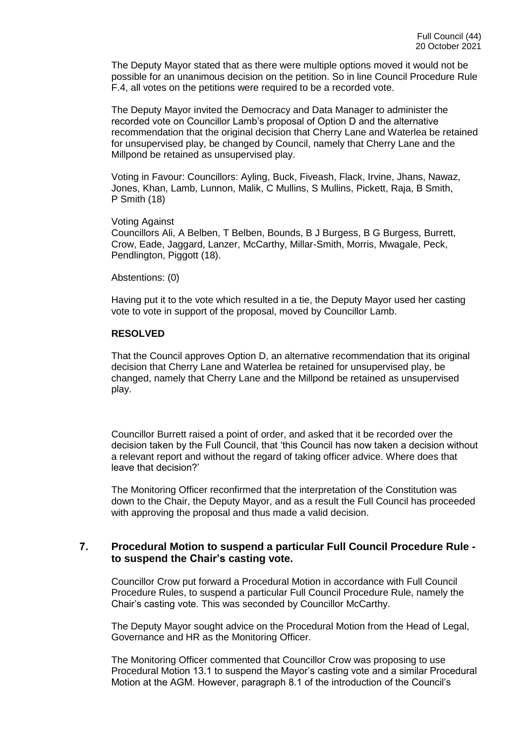The Deputy Mayor stated that as there were multiple options moved it would not be possible for an unanimous decision on the petition. So in line Council Procedure Rule F.4, all votes on the petitions were required to be a recorded vote.

The Deputy Mayor invited the Democracy and Data Manager to administer the recorded vote on Councillor Lamb's proposal of Option D and the alternative recommendation that the original decision that Cherry Lane and Waterlea be retained for unsupervised play, be changed by Council, namely that Cherry Lane and the Millpond be retained as unsupervised play.

Voting in Favour: Councillors: Ayling, Buck, Fiveash, Flack, Irvine, Jhans, Nawaz, Jones, Khan, Lamb, Lunnon, Malik, C Mullins, S Mullins, Pickett, Raja, B Smith, P Smith (18)

Voting Against
Councillors Ali, A Belben, T Belben, Bounds, B J Burgess, B G Burgess, Burrett, Crow, Eade, Jaggard, Lanzer, McCarthy, Millar-Smith, Morris, Mwagale, Peck, Pendlington, Piggott (18).

Abstentions: (0)

Having put it to the vote which resulted in a tie, the Deputy Mayor used her casting vote to vote in support of the proposal, moved by Councillor Lamb.

**RESOLVED**

That the Council approves Option D, an alternative recommendation that its original decision that Cherry Lane and Waterlea be retained for unsupervised play, be changed, namely that Cherry Lane and the Millpond be retained as unsupervised play.

Councillor Burrett raised a point of order, and asked that it be recorded over the decision taken by the Full Council, that 'this Council has now taken a decision without a relevant report and without the regard of taking officer advice. Where does that leave that decision?'

The Monitoring Officer reconfirmed that the interpretation of the Constitution was down to the Chair, the Deputy Mayor, and as a result the Full Council has proceeded with approving the proposal and thus made a valid decision.

## 7. Procedural Motion to suspend a particular Full Council Procedure Rule - to suspend the Chair's casting vote.

Councillor Crow put forward a Procedural Motion in accordance with Full Council Procedure Rules, to suspend a particular Full Council Procedure Rule, namely the Chair's casting vote. This was seconded by Councillor McCarthy.

The Deputy Mayor sought advice on the Procedural Motion from the Head of Legal, Governance and HR as the Monitoring Officer.

The Monitoring Officer commented that Councillor Crow was proposing to use Procedural Motion 13.1 to suspend the Mayor's casting vote and a similar Procedural Motion at the AGM. However, paragraph 8.1 of the introduction of the Council's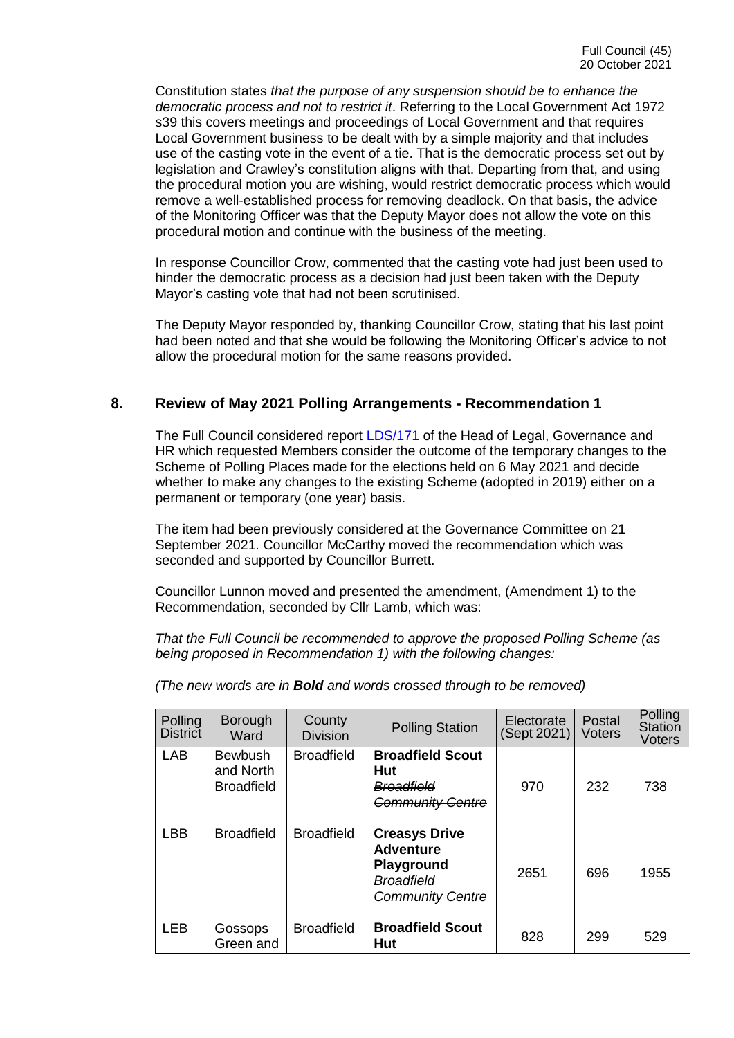Constitution states *that the purpose of any suspension should be to enhance the democratic process and not to restrict it*. Referring to the Local Government Act 1972 s39 this covers meetings and proceedings of Local Government and that requires Local Government business to be dealt with by a simple majority and that includes use of the casting vote in the event of a tie. That is the democratic process set out by legislation and Crawley's constitution aligns with that. Departing from that, and using the procedural motion you are wishing, would restrict democratic process which would remove a well-established process for removing deadlock. On that basis, the advice of the Monitoring Officer was that the Deputy Mayor does not allow the vote on this procedural motion and continue with the business of the meeting.

In response Councillor Crow, commented that the casting vote had just been used to hinder the democratic process as a decision had just been taken with the Deputy Mayor's casting vote that had not been scrutinised.

The Deputy Mayor responded by, thanking Councillor Crow, stating that his last point had been noted and that she would be following the Monitoring Officer's advice to not allow the procedural motion for the same reasons provided.

## 8. Review of May 2021 Polling Arrangements - Recommendation 1

The Full Council considered report LDS/171 of the Head of Legal, Governance and HR which requested Members consider the outcome of the temporary changes to the Scheme of Polling Places made for the elections held on 6 May 2021 and decide whether to make any changes to the existing Scheme (adopted in 2019) either on a permanent or temporary (one year) basis.

The item had been previously considered at the Governance Committee on 21 September 2021. Councillor McCarthy moved the recommendation which was seconded and supported by Councillor Burrett.

Councillor Lunnon moved and presented the amendment, (Amendment 1) to the Recommendation, seconded by Cllr Lamb, which was:

*That the Full Council be recommended to approve the proposed Polling Scheme (as being proposed in Recommendation 1) with the following changes:*

*(The new words are in **Bold** and words crossed through to be removed)*

| Polling District | Borough Ward | County Division | Polling Station | Electorate (Sept 2021) | Postal Voters | Polling Station Voters |
|---|---|---|---|---|---|---|
| LAB | Bewbush and North Broadfield | Broadfield | **Broadfield Scout Hut** ~~Broadfield Community Centre~~ | 970 | 232 | 738 |
| LBB | Broadfield | Broadfield | **Creasys Drive Adventure Playground** ~~Broadfield Community Centre~~ | 2651 | 696 | 1955 |
| LEB | Gossops Green and | Broadfield | **Broadfield Scout Hut** | 828 | 299 | 529 |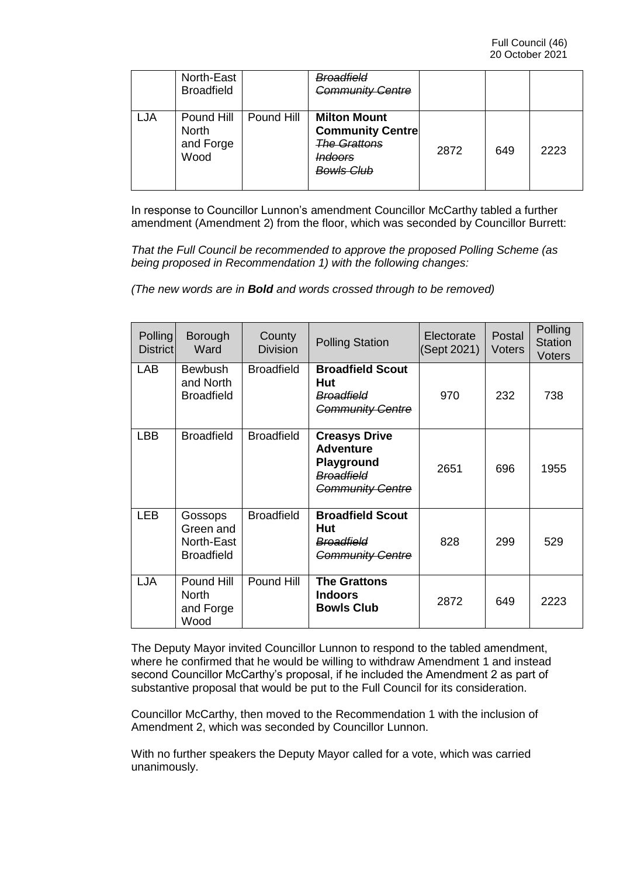| | North-East Broadfield | | ~~***Broadfield Community Centre***~~ | | | |
|---|---|---|---|---|---|---|
| LJA | Pound Hill North and Forge Wood | Pound Hill | **Milton Mount Community Centre** ~~***The Grattons Indoors Bowls Club***~~ | 2872 | 649 | 2223 |

In response to Councillor Lunnon's amendment Councillor McCarthy tabled a further amendment (Amendment 2) from the floor, which was seconded by Councillor Burrett:

*That the Full Council be recommended to approve the proposed Polling Scheme (as being proposed in Recommendation 1) with the following changes:*

*(The new words are in **Bold** and words crossed through to be removed)*

| Polling District | Borough Ward | County Division | Polling Station | Electorate (Sept 2021) | Postal Voters | Polling Station Voters |
|---|---|---|---|---|---|---|
| LAB | Bewbush and North Broadfield | Broadfield | **Broadfield Scout Hut** ~~***Broadfield Community Centre***~~ | 970 | 232 | 738 |
| LBB | Broadfield | Broadfield | **Creasys Drive Adventure Playground** ~~***Broadfield Community Centre***~~ | 2651 | 696 | 1955 |
| LEB | Gossops Green and North-East Broadfield | Broadfield | **Broadfield Scout Hut** ~~***Broadfield Community Centre***~~ | 828 | 299 | 529 |
| LJA | Pound Hill North and Forge Wood | Pound Hill | **The Grattons Indoors Bowls Club** | 2872 | 649 | 2223 |

The Deputy Mayor invited Councillor Lunnon to respond to the tabled amendment, where he confirmed that he would be willing to withdraw Amendment 1 and instead second Councillor McCarthy's proposal, if he included the Amendment 2 as part of substantive proposal that would be put to the Full Council for its consideration.

Councillor McCarthy, then moved to the Recommendation 1 with the inclusion of Amendment 2, which was seconded by Councillor Lunnon.

With no further speakers the Deputy Mayor called for a vote, which was carried unanimously.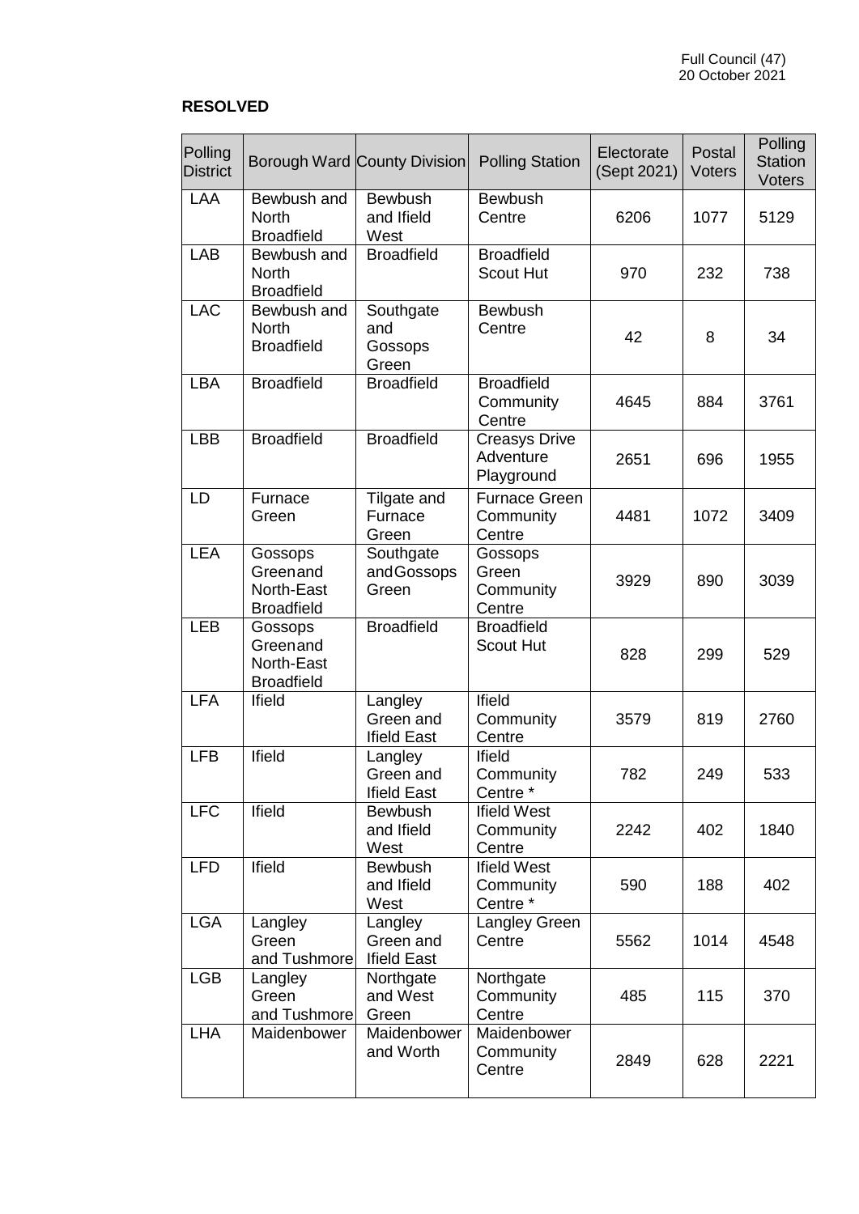**RESOLVED**

| Polling District | Borough Ward | County Division | Polling Station | Electorate (Sept 2021) | Postal Voters | Polling Station Voters |
|---|---|---|---|---|---|---|
| LAA | Bewbush and North Broadfield | Bewbush and Ifield West | Bewbush Centre | 6206 | 1077 | 5129 |
| LAB | Bewbush and North Broadfield | Broadfield | Broadfield Scout Hut | 970 | 232 | 738 |
| LAC | Bewbush and North Broadfield | Southgate and Gossops Green | Bewbush Centre | 42 | 8 | 34 |
| LBA | Broadfield | Broadfield | Broadfield Community Centre | 4645 | 884 | 3761 |
| LBB | Broadfield | Broadfield | Creasys Drive Adventure Playground | 2651 | 696 | 1955 |
| LD | Furnace Green | Tilgate and Furnace Green | Furnace Green Community Centre | 4481 | 1072 | 3409 |
| LEA | Gossops Green and North-East Broadfield | Southgate and Gossops Green | Gossops Green Community Centre | 3929 | 890 | 3039 |
| LEB | Gossops Green and North-East Broadfield | Broadfield | Broadfield Scout Hut | 828 | 299 | 529 |
| LFA | Ifield | Langley Green and Ifield East | Ifield Community Centre | 3579 | 819 | 2760 |
| LFB | Ifield | Langley Green and Ifield East | Ifield Community Centre * | 782 | 249 | 533 |
| LFC | Ifield | Bewbush and Ifield West | Ifield West Community Centre | 2242 | 402 | 1840 |
| LFD | Ifield | Bewbush and Ifield West | Ifield West Community Centre * | 590 | 188 | 402 |
| LGA | Langley Green and Tushmore | Langley Green and Ifield East | Langley Green Centre | 5562 | 1014 | 4548 |
| LGB | Langley Green and Tushmore | Northgate and West Green | Northgate Community Centre | 485 | 115 | 370 |
| LHA | Maidenbower | Maidenbower and Worth | Maidenbower Community Centre | 2849 | 628 | 2221 |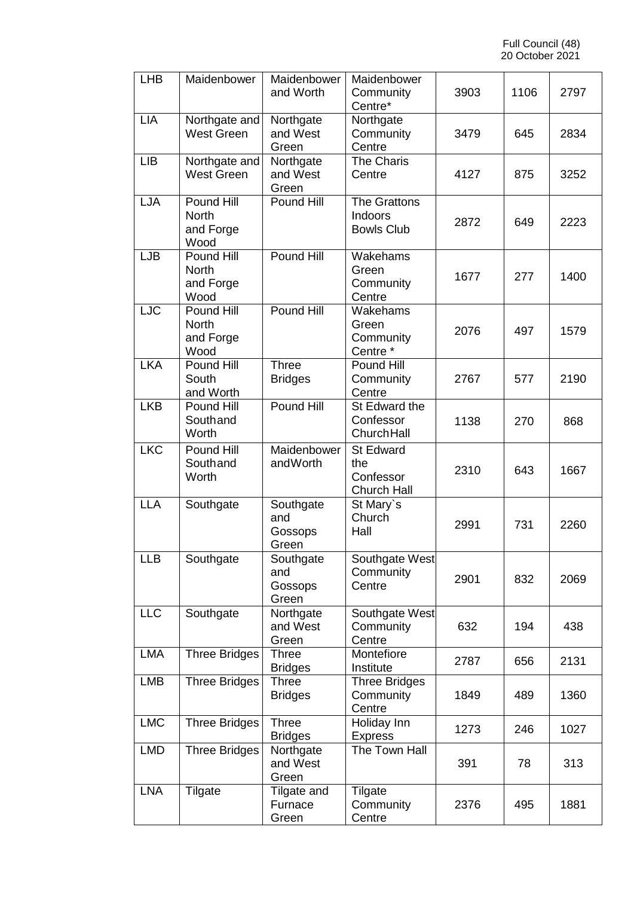| LHB | Maidenbower | Maidenbower and Worth | Maidenbower Community Centre* | 3903 | 1106 | 2797 |
|---|---|---|---|---|---|---|
| LIA | Northgate and West Green | Northgate and West Green | Northgate Community Centre | 3479 | 645 | 2834 |
| LIB | Northgate and West Green | Northgate and West Green | The Charis Centre | 4127 | 875 | 3252 |
| LJA | Pound Hill North and Forge Wood | Pound Hill | The Grattons Indoors Bowls Club | 2872 | 649 | 2223 |
| LJB | Pound Hill North and Forge Wood | Pound Hill | Wakehams Green Community Centre | 1677 | 277 | 1400 |
| LJC | Pound Hill North and Forge Wood | Pound Hill | Wakehams Green Community Centre * | 2076 | 497 | 1579 |
| LKA | Pound Hill South and Worth | Three Bridges | Pound Hill Community Centre | 2767 | 577 | 2190 |
| LKB | Pound Hill Southand Worth | Pound Hill | St Edward the Confessor ChurchHall | 1138 | 270 | 868 |
| LKC | Pound Hill Southand Worth | Maidenbower andWorth | St Edward the Confessor Church Hall | 2310 | 643 | 1667 |
| LLA | Southgate | Southgate and Gossops Green | St Mary`s Church Hall | 2991 | 731 | 2260 |
| LLB | Southgate | Southgate and Gossops Green | Southgate West Community Centre | 2901 | 832 | 2069 |
| LLC | Southgate | Northgate and West Green | Southgate West Community Centre | 632 | 194 | 438 |
| LMA | Three Bridges | Three Bridges | Montefiore Institute | 2787 | 656 | 2131 |
| LMB | Three Bridges | Three Bridges | Three Bridges Community Centre | 1849 | 489 | 1360 |
| LMC | Three Bridges | Three Bridges | Holiday Inn Express | 1273 | 246 | 1027 |
| LMD | Three Bridges | Northgate and West Green | The Town Hall | 391 | 78 | 313 |
| LNA | Tilgate | Tilgate and Furnace Green | Tilgate Community Centre | 2376 | 495 | 1881 |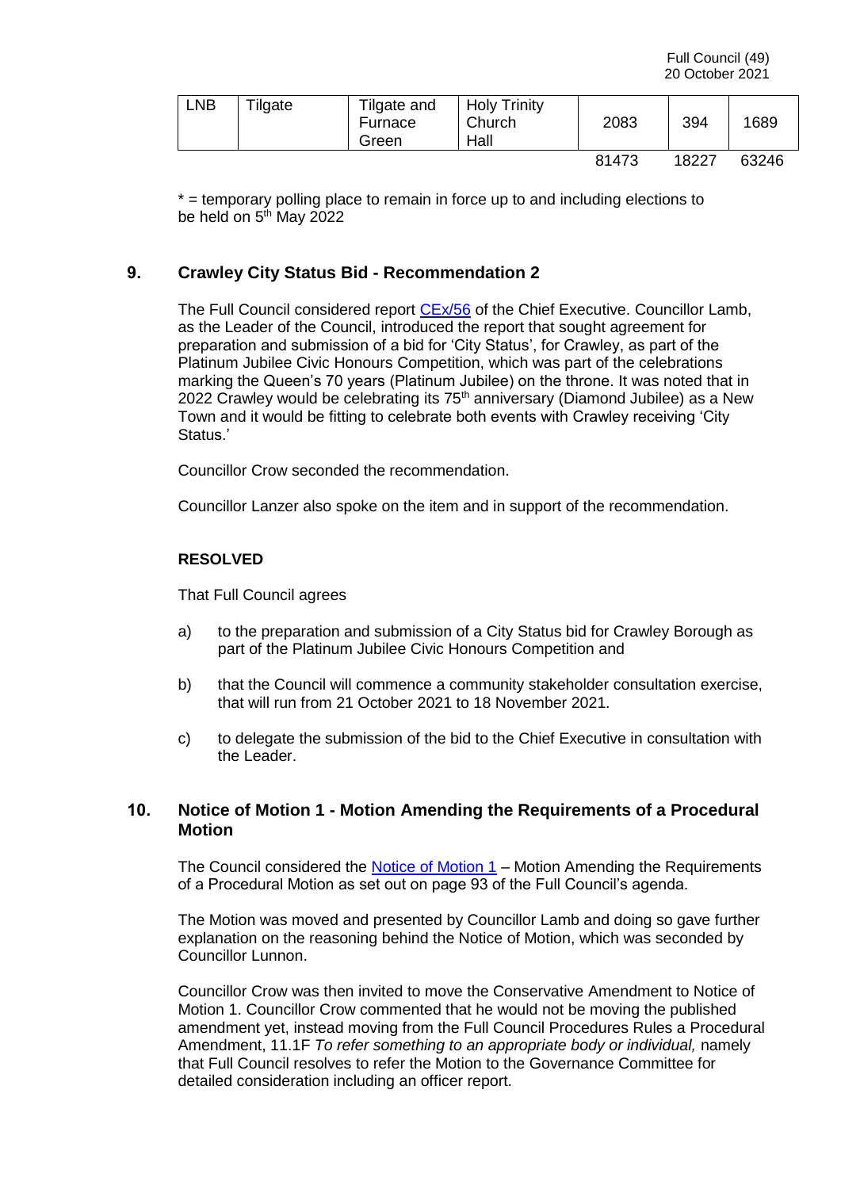| LNB | Tilgate | Tilgate and Furnace Green | Holy Trinity Church Hall | 2083 | 394 | 1689 |
|---|---|---|---|---|---|---|
| | | | | 81473 | 18227 | 63246 |

* = temporary polling place to remain in force up to and including elections to be held on 5th May 2022

## 9. Crawley City Status Bid - Recommendation 2

The Full Council considered report CEx/56 of the Chief Executive. Councillor Lamb, as the Leader of the Council, introduced the report that sought agreement for preparation and submission of a bid for 'City Status', for Crawley, as part of the Platinum Jubilee Civic Honours Competition, which was part of the celebrations marking the Queen's 70 years (Platinum Jubilee) on the throne. It was noted that in 2022 Crawley would be celebrating its 75th anniversary (Diamond Jubilee) as a New Town and it would be fitting to celebrate both events with Crawley receiving 'City Status.'

Councillor Crow seconded the recommendation.

Councillor Lanzer also spoke on the item and in support of the recommendation.

**RESOLVED**

That Full Council agrees

a) to the preparation and submission of a City Status bid for Crawley Borough as part of the Platinum Jubilee Civic Honours Competition and

b) that the Council will commence a community stakeholder consultation exercise, that will run from 21 October 2021 to 18 November 2021.

c) to delegate the submission of the bid to the Chief Executive in consultation with the Leader.

## 10. Notice of Motion 1 - Motion Amending the Requirements of a Procedural Motion

The Council considered the Notice of Motion 1 – Motion Amending the Requirements of a Procedural Motion as set out on page 93 of the Full Council's agenda.

The Motion was moved and presented by Councillor Lamb and doing so gave further explanation on the reasoning behind the Notice of Motion, which was seconded by Councillor Lunnon.

Councillor Crow was then invited to move the Conservative Amendment to Notice of Motion 1. Councillor Crow commented that he would not be moving the published amendment yet, instead moving from the Full Council Procedures Rules a Procedural Amendment, 11.1F *To refer something to an appropriate body or individual,* namely that Full Council resolves to refer the Motion to the Governance Committee for detailed consideration including an officer report.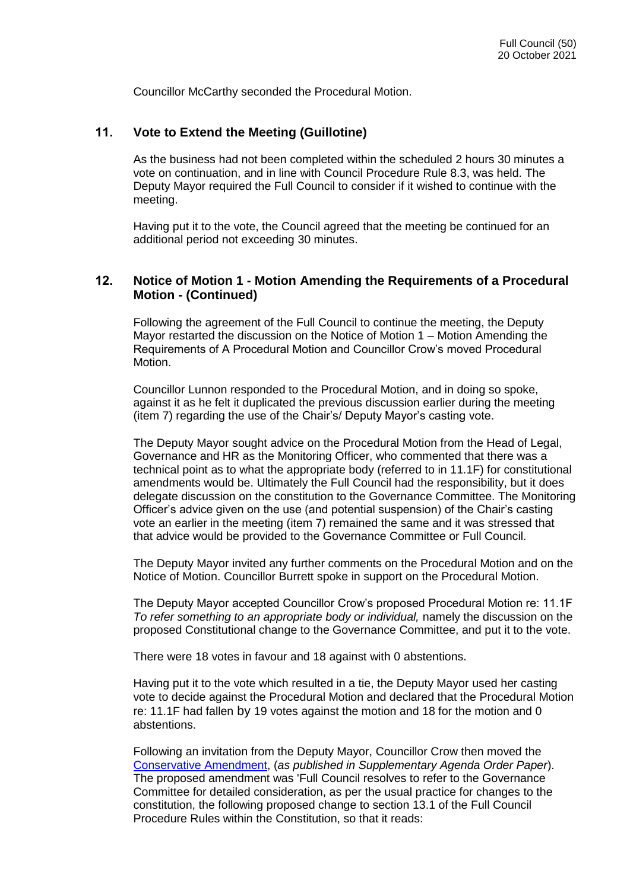Councillor McCarthy seconded the Procedural Motion.

## 11. Vote to Extend the Meeting (Guillotine)

As the business had not been completed within the scheduled 2 hours 30 minutes a vote on continuation, and in line with Council Procedure Rule 8.3, was held. The Deputy Mayor required the Full Council to consider if it wished to continue with the meeting.

Having put it to the vote, the Council agreed that the meeting be continued for an additional period not exceeding 30 minutes.

## 12. Notice of Motion 1 - Motion Amending the Requirements of a Procedural Motion - (Continued)

Following the agreement of the Full Council to continue the meeting, the Deputy Mayor restarted the discussion on the Notice of Motion 1 – Motion Amending the Requirements of A Procedural Motion and Councillor Crow's moved Procedural Motion.

Councillor Lunnon responded to the Procedural Motion, and in doing so spoke, against it as he felt it duplicated the previous discussion earlier during the meeting (item 7) regarding the use of the Chair's/ Deputy Mayor's casting vote.

The Deputy Mayor sought advice on the Procedural Motion from the Head of Legal, Governance and HR as the Monitoring Officer, who commented that there was a technical point as to what the appropriate body (referred to in 11.1F) for constitutional amendments would be. Ultimately the Full Council had the responsibility, but it does delegate discussion on the constitution to the Governance Committee. The Monitoring Officer's advice given on the use (and potential suspension) of the Chair's casting vote an earlier in the meeting (item 7) remained the same and it was stressed that that advice would be provided to the Governance Committee or Full Council.

The Deputy Mayor invited any further comments on the Procedural Motion and on the Notice of Motion. Councillor Burrett spoke in support on the Procedural Motion.

The Deputy Mayor accepted Councillor Crow's proposed Procedural Motion re: 11.1F *To refer something to an appropriate body or individual,* namely the discussion on the proposed Constitutional change to the Governance Committee, and put it to the vote.

There were 18 votes in favour and 18 against with 0 abstentions.

Having put it to the vote which resulted in a tie, the Deputy Mayor used her casting vote to decide against the Procedural Motion and declared that the Procedural Motion re: 11.1F had fallen by 19 votes against the motion and 18 for the motion and 0 abstentions.

Following an invitation from the Deputy Mayor, Councillor Crow then moved the Conservative Amendment, (*as published in Supplementary Agenda Order Paper*). The proposed amendment was 'Full Council resolves to refer to the Governance Committee for detailed consideration, as per the usual practice for changes to the constitution, the following proposed change to section 13.1 of the Full Council Procedure Rules within the Constitution, so that it reads: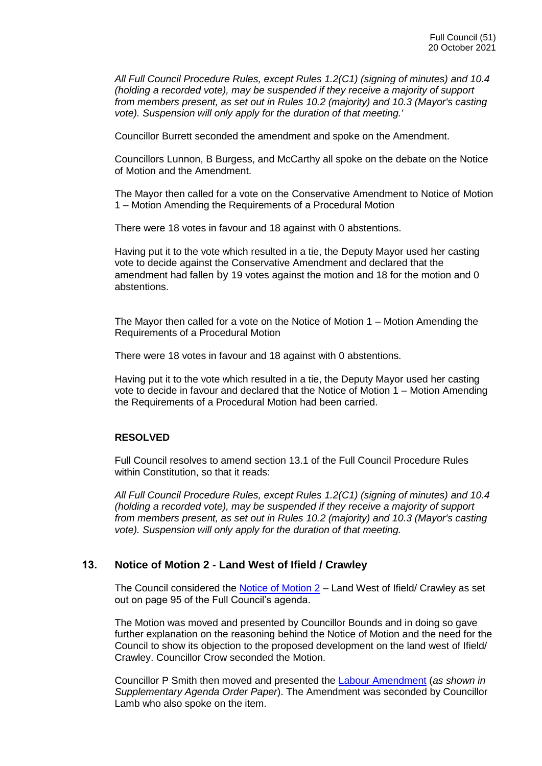*All Full Council Procedure Rules, except Rules 1.2(C1) (signing of minutes) and 10.4 (holding a recorded vote), may be suspended if they receive a majority of support from members present, as set out in Rules 10.2 (majority) and 10.3 (Mayor's casting vote). Suspension will only apply for the duration of that meeting.'*

Councillor Burrett seconded the amendment and spoke on the Amendment.

Councillors Lunnon, B Burgess, and McCarthy all spoke on the debate on the Notice of Motion and the Amendment.

The Mayor then called for a vote on the Conservative Amendment to Notice of Motion 1 – Motion Amending the Requirements of a Procedural Motion

There were 18 votes in favour and 18 against with 0 abstentions.

Having put it to the vote which resulted in a tie, the Deputy Mayor used her casting vote to decide against the Conservative Amendment and declared that the amendment had fallen by 19 votes against the motion and 18 for the motion and 0 abstentions.

The Mayor then called for a vote on the Notice of Motion 1 – Motion Amending the Requirements of a Procedural Motion

There were 18 votes in favour and 18 against with 0 abstentions.

Having put it to the vote which resulted in a tie, the Deputy Mayor used her casting vote to decide in favour and declared that the Notice of Motion 1 – Motion Amending the Requirements of a Procedural Motion had been carried.

**RESOLVED**

Full Council resolves to amend section 13.1 of the Full Council Procedure Rules within Constitution, so that it reads:

*All Full Council Procedure Rules, except Rules 1.2(C1) (signing of minutes) and 10.4 (holding a recorded vote), may be suspended if they receive a majority of support from members present, as set out in Rules 10.2 (majority) and 10.3 (Mayor's casting vote). Suspension will only apply for the duration of that meeting.*

## 13. Notice of Motion 2 - Land West of Ifield / Crawley

The Council considered the Notice of Motion 2 – Land West of Ifield/ Crawley as set out on page 95 of the Full Council's agenda.

The Motion was moved and presented by Councillor Bounds and in doing so gave further explanation on the reasoning behind the Notice of Motion and the need for the Council to show its objection to the proposed development on the land west of Ifield/ Crawley. Councillor Crow seconded the Motion.

Councillor P Smith then moved and presented the Labour Amendment (*as shown in Supplementary Agenda Order Paper*). The Amendment was seconded by Councillor Lamb who also spoke on the item.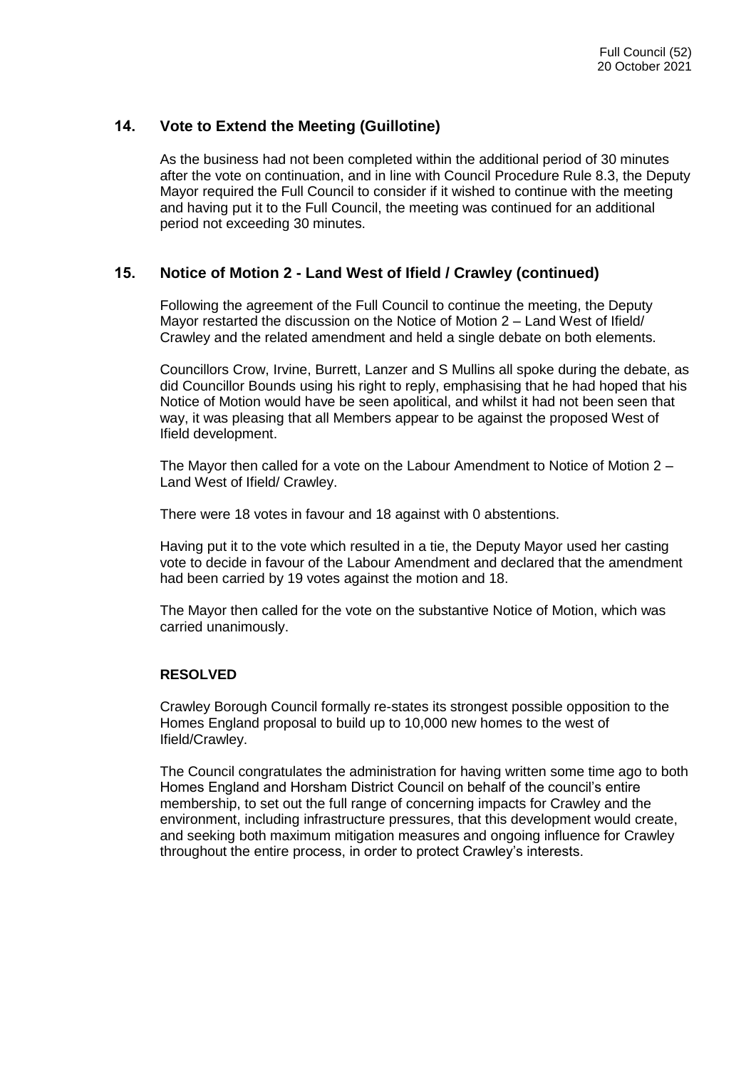## 14. Vote to Extend the Meeting (Guillotine)

As the business had not been completed within the additional period of 30 minutes after the vote on continuation, and in line with Council Procedure Rule 8.3, the Deputy Mayor required the Full Council to consider if it wished to continue with the meeting and having put it to the Full Council, the meeting was continued for an additional period not exceeding 30 minutes.

## 15. Notice of Motion 2 - Land West of Ifield / Crawley (continued)

Following the agreement of the Full Council to continue the meeting, the Deputy Mayor restarted the discussion on the Notice of Motion 2 – Land West of Ifield/ Crawley and the related amendment and held a single debate on both elements.

Councillors Crow, Irvine, Burrett, Lanzer and S Mullins all spoke during the debate, as did Councillor Bounds using his right to reply, emphasising that he had hoped that his Notice of Motion would have be seen apolitical, and whilst it had not been seen that way, it was pleasing that all Members appear to be against the proposed West of Ifield development.

The Mayor then called for a vote on the Labour Amendment to Notice of Motion 2 – Land West of Ifield/ Crawley.

There were 18 votes in favour and 18 against with 0 abstentions.

Having put it to the vote which resulted in a tie, the Deputy Mayor used her casting vote to decide in favour of the Labour Amendment and declared that the amendment had been carried by 19 votes against the motion and 18.

The Mayor then called for the vote on the substantive Notice of Motion, which was carried unanimously.

**RESOLVED**

Crawley Borough Council formally re-states its strongest possible opposition to the Homes England proposal to build up to 10,000 new homes to the west of Ifield/Crawley.

The Council congratulates the administration for having written some time ago to both Homes England and Horsham District Council on behalf of the council's entire membership, to set out the full range of concerning impacts for Crawley and the environment, including infrastructure pressures, that this development would create, and seeking both maximum mitigation measures and ongoing influence for Crawley throughout the entire process, in order to protect Crawley's interests.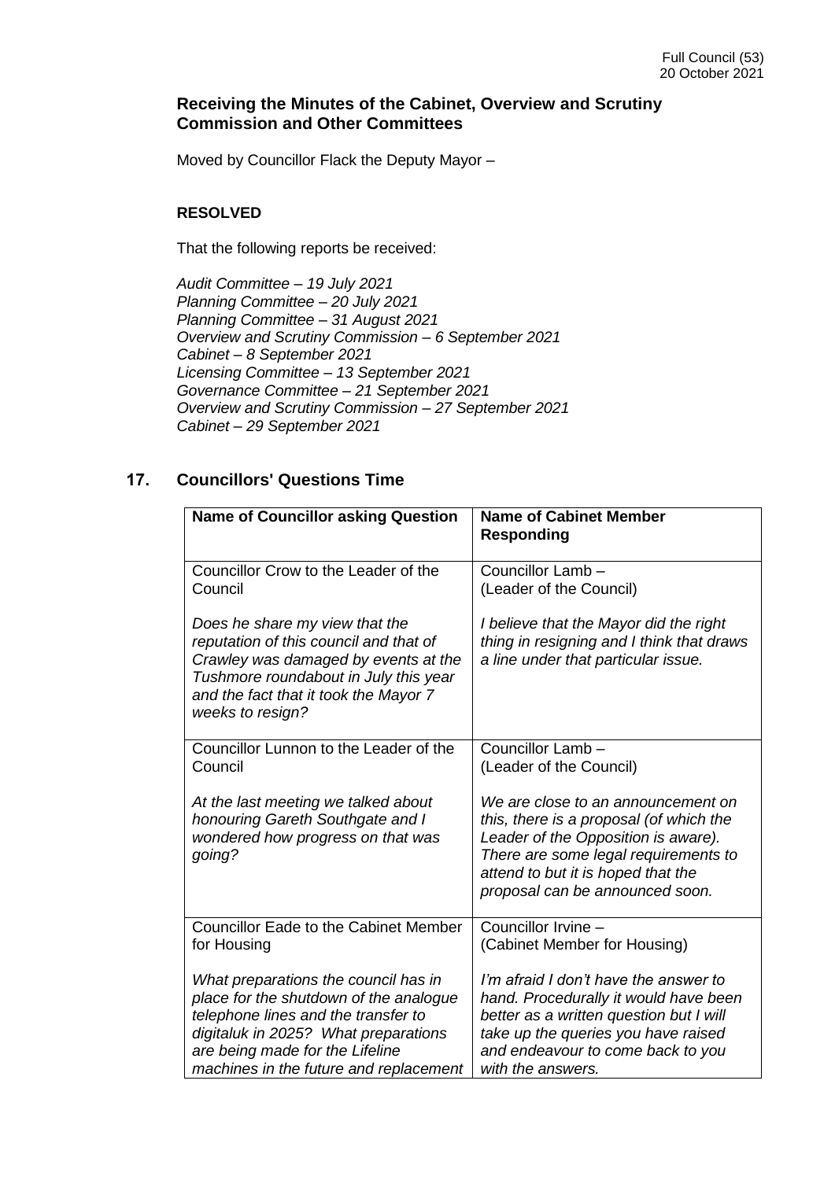### Receiving the Minutes of the Cabinet, Overview and Scrutiny Commission and Other Committees

Moved by Councillor Flack the Deputy Mayor –

**RESOLVED**

That the following reports be received:

*Audit Committee – 19 July 2021*
*Planning Committee – 20 July 2021*
*Planning Committee – 31 August 2021*
*Overview and Scrutiny Commission – 6 September 2021*
*Cabinet – 8 September 2021*
*Licensing Committee – 13 September 2021*
*Governance Committee – 21 September 2021*
*Overview and Scrutiny Commission – 27 September 2021*
*Cabinet – 29 September 2021*

## 17. Councillors' Questions Time

| Name of Councillor asking Question | Name of Cabinet Member Responding |
|---|---|
| Councillor Crow to the Leader of the Council<br><br>*Does he share my view that the reputation of this council and that of Crawley was damaged by events at the Tushmore roundabout in July this year and the fact that it took the Mayor 7 weeks to resign?* | Councillor Lamb –<br>(Leader of the Council)<br><br>*I believe that the Mayor did the right thing in resigning and I think that draws a line under that particular issue.* |
| Councillor Lunnon to the Leader of the Council<br><br>*At the last meeting we talked about honouring Gareth Southgate and I wondered how progress on that was going?* | Councillor Lamb –<br>(Leader of the Council)<br><br>*We are close to an announcement on this, there is a proposal (of which the Leader of the Opposition is aware). There are some legal requirements to attend to but it is hoped that the proposal can be announced soon.* |
| Councillor Eade to the Cabinet Member for Housing<br><br>*What preparations the council has in place for the shutdown of the analogue telephone lines and the transfer to digitaluk in 2025? What preparations are being made for the Lifeline machines in the future and replacement* | Councillor Irvine –<br>(Cabinet Member for Housing)<br><br>*I'm afraid I don't have the answer to hand. Procedurally it would have been better as a written question but I will take up the queries you have raised and endeavour to come back to you with the answers.* |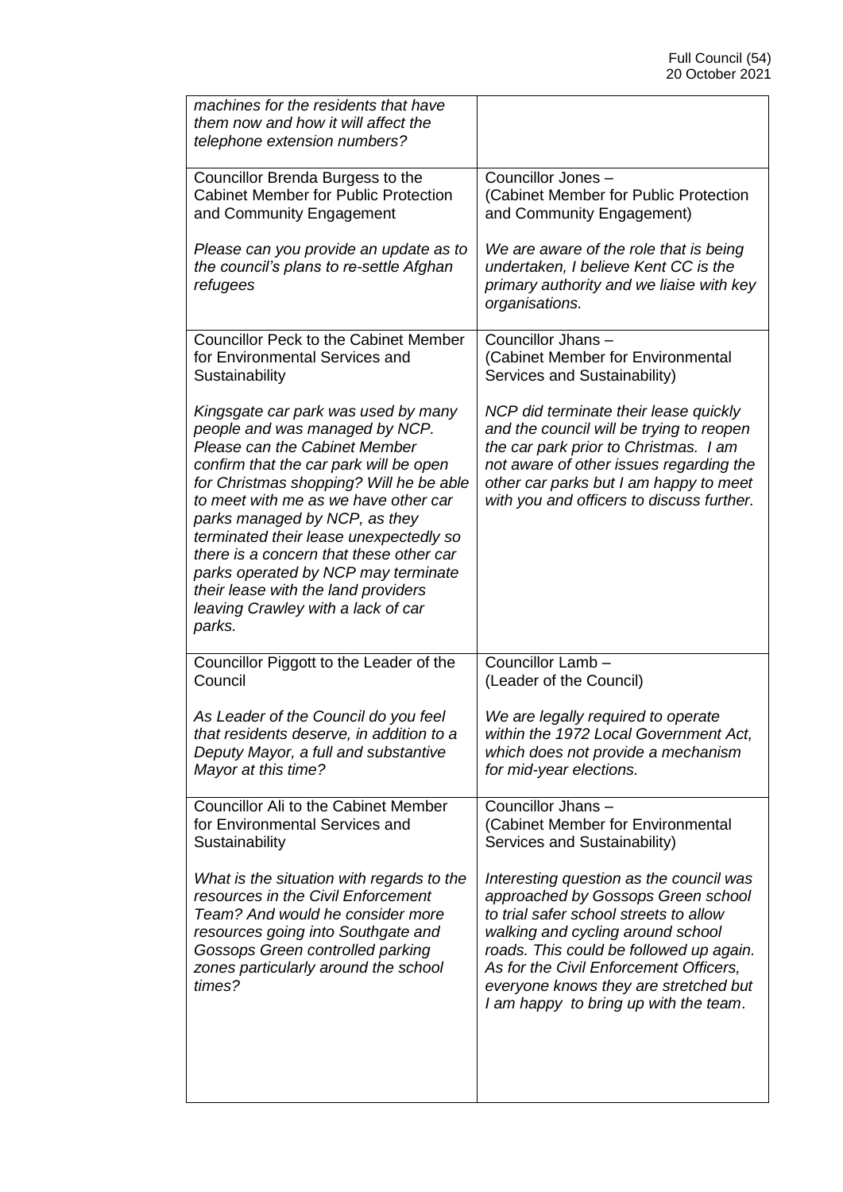| | |
|---|---|
| *machines for the residents that have them now and how it will affect the telephone extension numbers?* | |
| Councillor Brenda Burgess to the Cabinet Member for Public Protection and Community Engagement<br><br>*Please can you provide an update as to the council's plans to re-settle Afghan refugees* | Councillor Jones – (Cabinet Member for Public Protection and Community Engagement)<br><br>*We are aware of the role that is being undertaken, I believe Kent CC is the primary authority and we liaise with key organisations.* |
| Councillor Peck to the Cabinet Member for Environmental Services and Sustainability<br><br>*Kingsgate car park was used by many people and was managed by NCP. Please can the Cabinet Member confirm that the car park will be open for Christmas shopping? Will he be able to meet with me as we have other car parks managed by NCP, as they terminated their lease unexpectedly so there is a concern that these other car parks operated by NCP may terminate their lease with the land providers leaving Crawley with a lack of car parks.* | Councillor Jhans – (Cabinet Member for Environmental Services and Sustainability)<br><br>*NCP did terminate their lease quickly and the council will be trying to reopen the car park prior to Christmas. I am not aware of other issues regarding the other car parks but I am happy to meet with you and officers to discuss further.* |
| Councillor Piggott to the Leader of the Council<br><br>*As Leader of the Council do you feel that residents deserve, in addition to a Deputy Mayor, a full and substantive Mayor at this time?* | Councillor Lamb – (Leader of the Council)<br><br>*We are legally required to operate within the 1972 Local Government Act, which does not provide a mechanism for mid-year elections.* |
| Councillor Ali to the Cabinet Member for Environmental Services and Sustainability<br><br>*What is the situation with regards to the resources in the Civil Enforcement Team? And would he consider more resources going into Southgate and Gossops Green controlled parking zones particularly around the school times?* | Councillor Jhans – (Cabinet Member for Environmental Services and Sustainability)<br><br>*Interesting question as the council was approached by Gossops Green school to trial safer school streets to allow walking and cycling around school roads. This could be followed up again. As for the Civil Enforcement Officers, everyone knows they are stretched but I am happy to bring up with the team.* |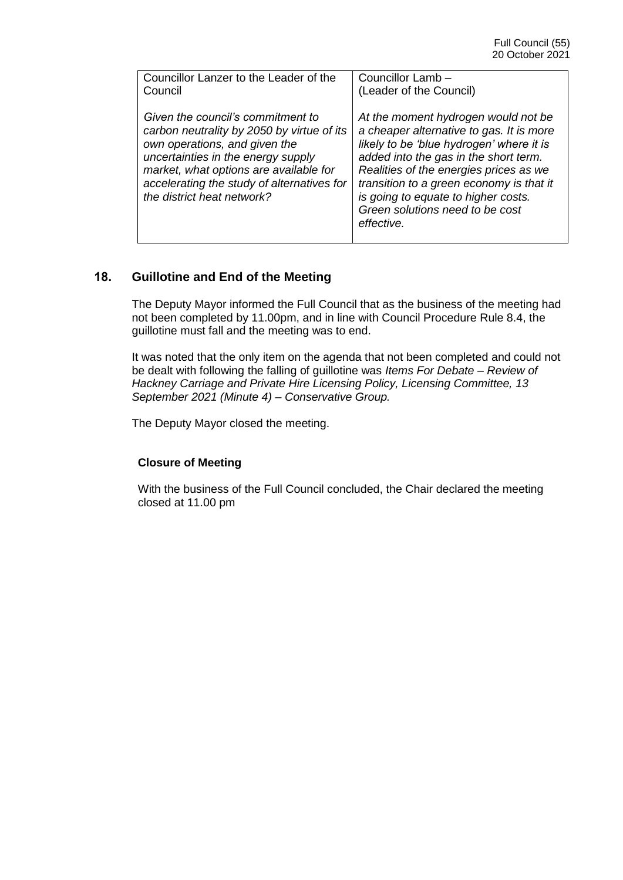| Councillor Lanzer to the Leader of the Council | Councillor Lamb – (Leader of the Council) |
|---|---|
| *Given the council's commitment to carbon neutrality by 2050 by virtue of its own operations, and given the uncertainties in the energy supply market, what options are available for accelerating the study of alternatives for the district heat network?* | *At the moment hydrogen would not be a cheaper alternative to gas. It is more likely to be 'blue hydrogen' where it is added into the gas in the short term. Realities of the energies prices as we transition to a green economy is that it is going to equate to higher costs. Green solutions need to be cost effective.* |

## 18. Guillotine and End of the Meeting

The Deputy Mayor informed the Full Council that as the business of the meeting had not been completed by 11.00pm, and in line with Council Procedure Rule 8.4, the guillotine must fall and the meeting was to end.

It was noted that the only item on the agenda that not been completed and could not be dealt with following the falling of guillotine was *Items For Debate – Review of Hackney Carriage and Private Hire Licensing Policy, Licensing Committee, 13 September 2021 (Minute 4) – Conservative Group.*

The Deputy Mayor closed the meeting.

**Closure of Meeting**

With the business of the Full Council concluded, the Chair declared the meeting closed at 11.00 pm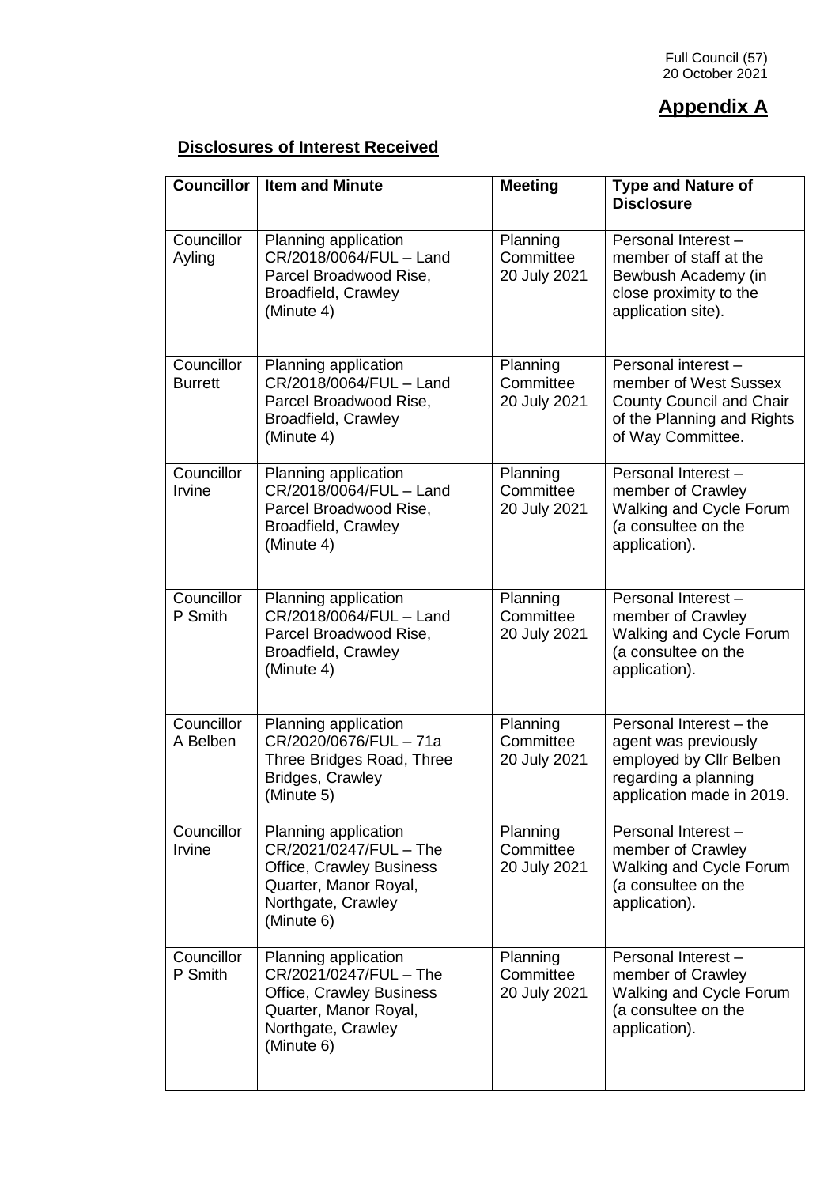Full Council (57)
20 October 2021

# Appendix A

## Disclosures of Interest Received

| Councillor | Item and Minute | Meeting | Type and Nature of Disclosure |
|---|---|---|---|
| Councillor Ayling | Planning application CR/2018/0064/FUL – Land Parcel Broadwood Rise, Broadfield, Crawley (Minute 4) | Planning Committee 20 July 2021 | Personal Interest – member of staff at the Bewbush Academy (in close proximity to the application site). |
| Councillor Burrett | Planning application CR/2018/0064/FUL – Land Parcel Broadwood Rise, Broadfield, Crawley (Minute 4) | Planning Committee 20 July 2021 | Personal interest – member of West Sussex County Council and Chair of the Planning and Rights of Way Committee. |
| Councillor Irvine | Planning application CR/2018/0064/FUL – Land Parcel Broadwood Rise, Broadfield, Crawley (Minute 4) | Planning Committee 20 July 2021 | Personal Interest – member of Crawley Walking and Cycle Forum (a consultee on the application). |
| Councillor P Smith | Planning application CR/2018/0064/FUL – Land Parcel Broadwood Rise, Broadfield, Crawley (Minute 4) | Planning Committee 20 July 2021 | Personal Interest – member of Crawley Walking and Cycle Forum (a consultee on the application). |
| Councillor A Belben | Planning application CR/2020/0676/FUL – 71a Three Bridges Road, Three Bridges, Crawley (Minute 5) | Planning Committee 20 July 2021 | Personal Interest – the agent was previously employed by Cllr Belben regarding a planning application made in 2019. |
| Councillor Irvine | Planning application CR/2021/0247/FUL – The Office, Crawley Business Quarter, Manor Royal, Northgate, Crawley (Minute 6) | Planning Committee 20 July 2021 | Personal Interest – member of Crawley Walking and Cycle Forum (a consultee on the application). |
| Councillor P Smith | Planning application CR/2021/0247/FUL – The Office, Crawley Business Quarter, Manor Royal, Northgate, Crawley (Minute 6) | Planning Committee 20 July 2021 | Personal Interest – member of Crawley Walking and Cycle Forum (a consultee on the application). |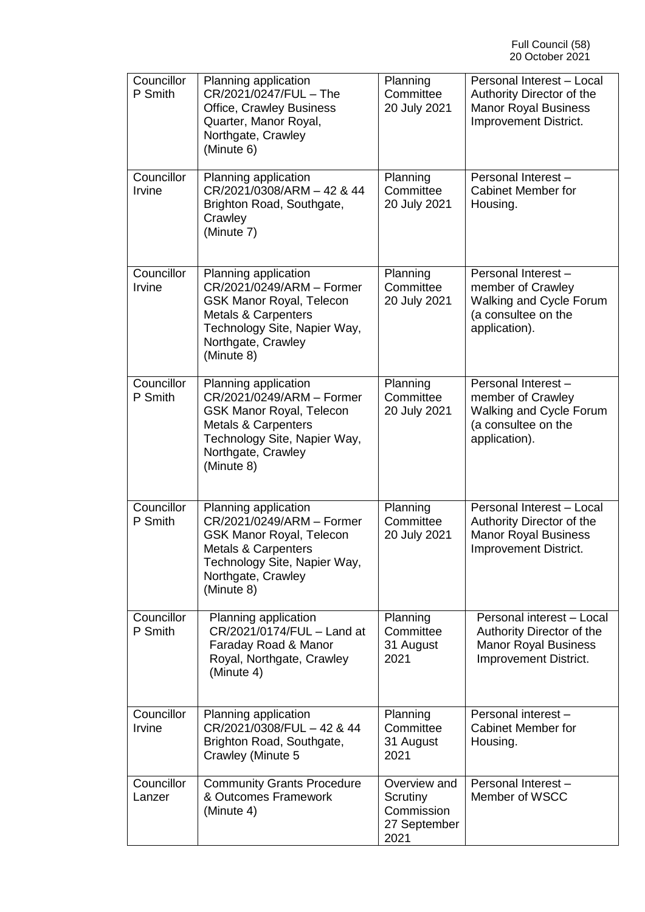| Councillor P Smith | Planning application CR/2021/0247/FUL – The Office, Crawley Business Quarter, Manor Royal, Northgate, Crawley (Minute 6) | Planning Committee 20 July 2021 | Personal Interest – Local Authority Director of the Manor Royal Business Improvement District. |
|---|---|---|---|
| Councillor Irvine | Planning application CR/2021/0308/ARM – 42 & 44 Brighton Road, Southgate, Crawley (Minute 7) | Planning Committee 20 July 2021 | Personal Interest – Cabinet Member for Housing. |
| Councillor Irvine | Planning application CR/2021/0249/ARM – Former GSK Manor Royal, Telecon Metals & Carpenters Technology Site, Napier Way, Northgate, Crawley (Minute 8) | Planning Committee 20 July 2021 | Personal Interest – member of Crawley Walking and Cycle Forum (a consultee on the application). |
| Councillor P Smith | Planning application CR/2021/0249/ARM – Former GSK Manor Royal, Telecon Metals & Carpenters Technology Site, Napier Way, Northgate, Crawley (Minute 8) | Planning Committee 20 July 2021 | Personal Interest – member of Crawley Walking and Cycle Forum (a consultee on the application). |
| Councillor P Smith | Planning application CR/2021/0249/ARM – Former GSK Manor Royal, Telecon Metals & Carpenters Technology Site, Napier Way, Northgate, Crawley (Minute 8) | Planning Committee 20 July 2021 | Personal Interest – Local Authority Director of the Manor Royal Business Improvement District. |
| Councillor P Smith | Planning application CR/2021/0174/FUL – Land at Faraday Road & Manor Royal, Northgate, Crawley (Minute 4) | Planning Committee 31 August 2021 | Personal interest – Local Authority Director of the Manor Royal Business Improvement District. |
| Councillor Irvine | Planning application CR/2021/0308/FUL – 42 & 44 Brighton Road, Southgate, Crawley (Minute 5 | Planning Committee 31 August 2021 | Personal interest – Cabinet Member for Housing. |
| Councillor Lanzer | Community Grants Procedure & Outcomes Framework (Minute 4) | Overview and Scrutiny Commission 27 September 2021 | Personal Interest – Member of WSCC |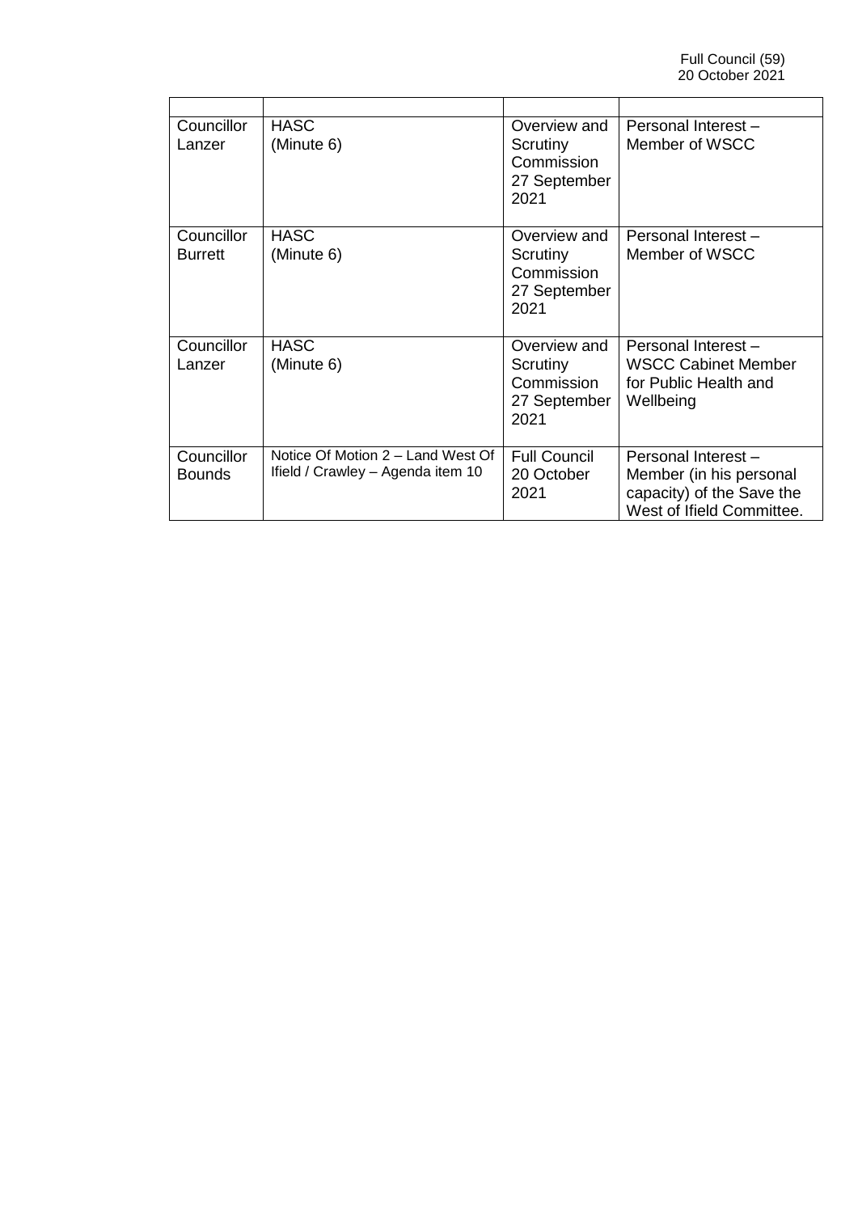| | | | |
|---|---|---|---|
| Councillor Lanzer | HASC (Minute 6) | Overview and Scrutiny Commission 27 September 2021 | Personal Interest – Member of WSCC |
| Councillor Burrett | HASC (Minute 6) | Overview and Scrutiny Commission 27 September 2021 | Personal Interest – Member of WSCC |
| Councillor Lanzer | HASC (Minute 6) | Overview and Scrutiny Commission 27 September 2021 | Personal Interest – WSCC Cabinet Member for Public Health and Wellbeing |
| Councillor Bounds | Notice Of Motion 2 – Land West Of Ifield / Crawley – Agenda item 10 | Full Council 20 October 2021 | Personal Interest – Member (in his personal capacity) of the Save the West of Ifield Committee. |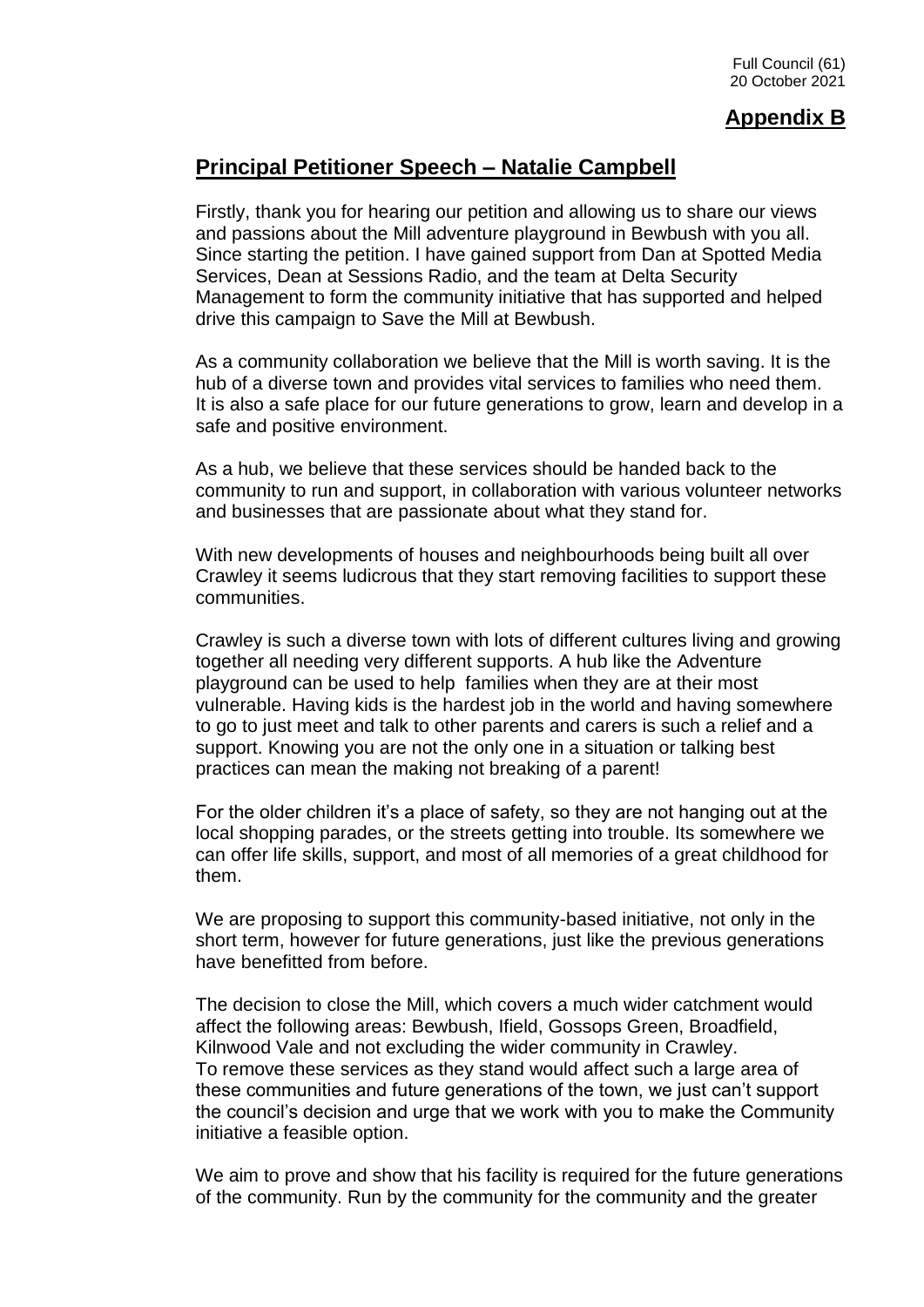## Appendix B

## Principal Petitioner Speech – Natalie Campbell

Firstly, thank you for hearing our petition and allowing us to share our views and passions about the Mill adventure playground in Bewbush with you all. Since starting the petition. I have gained support from Dan at Spotted Media Services, Dean at Sessions Radio, and the team at Delta Security Management to form the community initiative that has supported and helped drive this campaign to Save the Mill at Bewbush.

As a community collaboration we believe that the Mill is worth saving. It is the hub of a diverse town and provides vital services to families who need them. It is also a safe place for our future generations to grow, learn and develop in a safe and positive environment.

As a hub, we believe that these services should be handed back to the community to run and support, in collaboration with various volunteer networks and businesses that are passionate about what they stand for.

With new developments of houses and neighbourhoods being built all over Crawley it seems ludicrous that they start removing facilities to support these communities.

Crawley is such a diverse town with lots of different cultures living and growing together all needing very different supports. A hub like the Adventure playground can be used to help families when they are at their most vulnerable. Having kids is the hardest job in the world and having somewhere to go to just meet and talk to other parents and carers is such a relief and a support. Knowing you are not the only one in a situation or talking best practices can mean the making not breaking of a parent!

For the older children it's a place of safety, so they are not hanging out at the local shopping parades, or the streets getting into trouble. Its somewhere we can offer life skills, support, and most of all memories of a great childhood for them.

We are proposing to support this community-based initiative, not only in the short term, however for future generations, just like the previous generations have benefitted from before.

The decision to close the Mill, which covers a much wider catchment would affect the following areas: Bewbush, Ifield, Gossops Green, Broadfield, Kilnwood Vale and not excluding the wider community in Crawley.
To remove these services as they stand would affect such a large area of these communities and future generations of the town, we just can't support the council's decision and urge that we work with you to make the Community initiative a feasible option.

We aim to prove and show that his facility is required for the future generations of the community. Run by the community for the community and the greater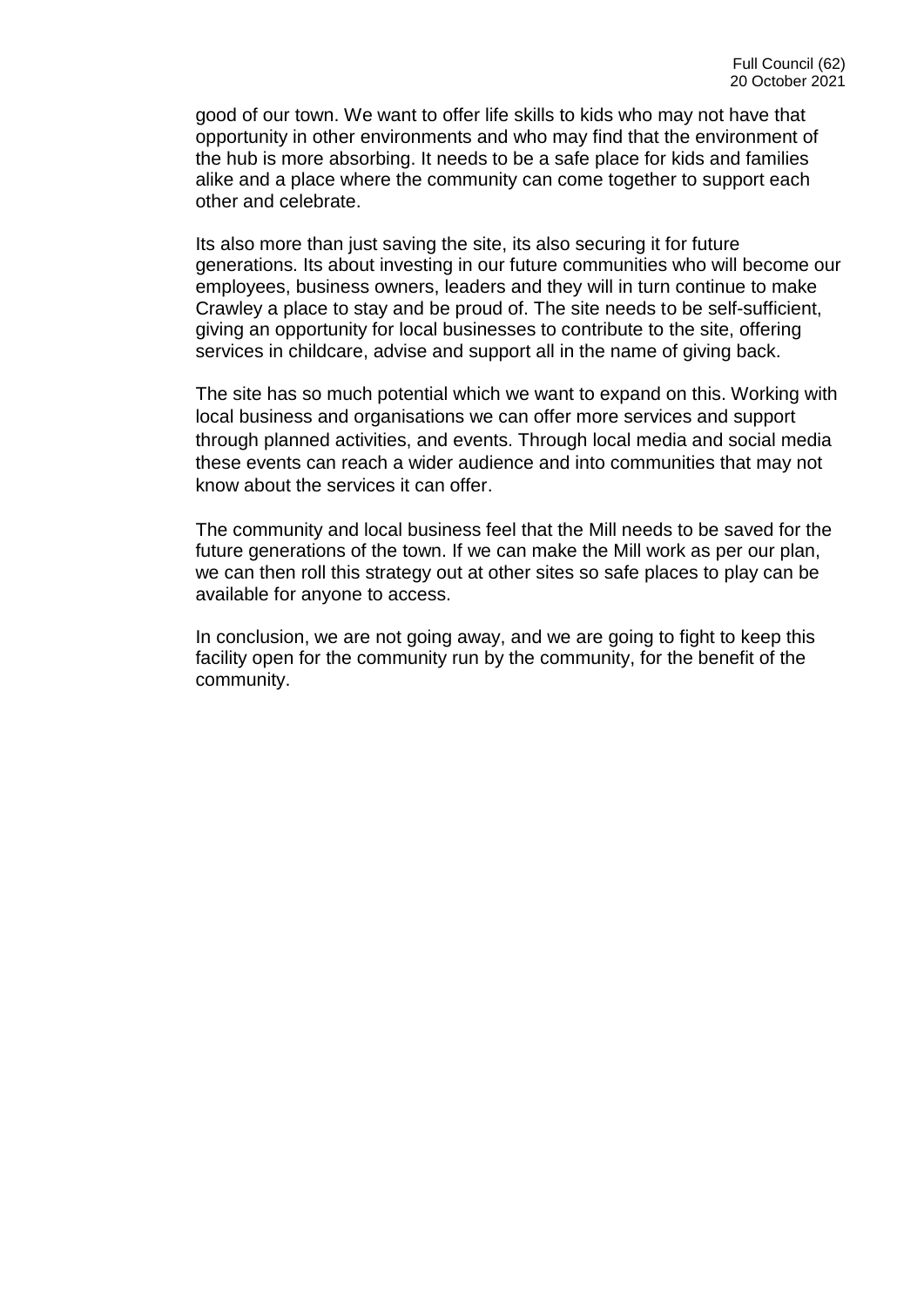good of our town. We want to offer life skills to kids who may not have that opportunity in other environments and who may find that the environment of the hub is more absorbing. It needs to be a safe place for kids and families alike and a place where the community can come together to support each other and celebrate.

Its also more than just saving the site, its also securing it for future generations. Its about investing in our future communities who will become our employees, business owners, leaders and they will in turn continue to make Crawley a place to stay and be proud of. The site needs to be self-sufficient, giving an opportunity for local businesses to contribute to the site, offering services in childcare, advise and support all in the name of giving back.

The site has so much potential which we want to expand on this. Working with local business and organisations we can offer more services and support through planned activities, and events. Through local media and social media these events can reach a wider audience and into communities that may not know about the services it can offer.

The community and local business feel that the Mill needs to be saved for the future generations of the town. If we can make the Mill work as per our plan, we can then roll this strategy out at other sites so safe places to play can be available for anyone to access.

In conclusion, we are not going away, and we are going to fight to keep this facility open for the community run by the community, for the benefit of the community.